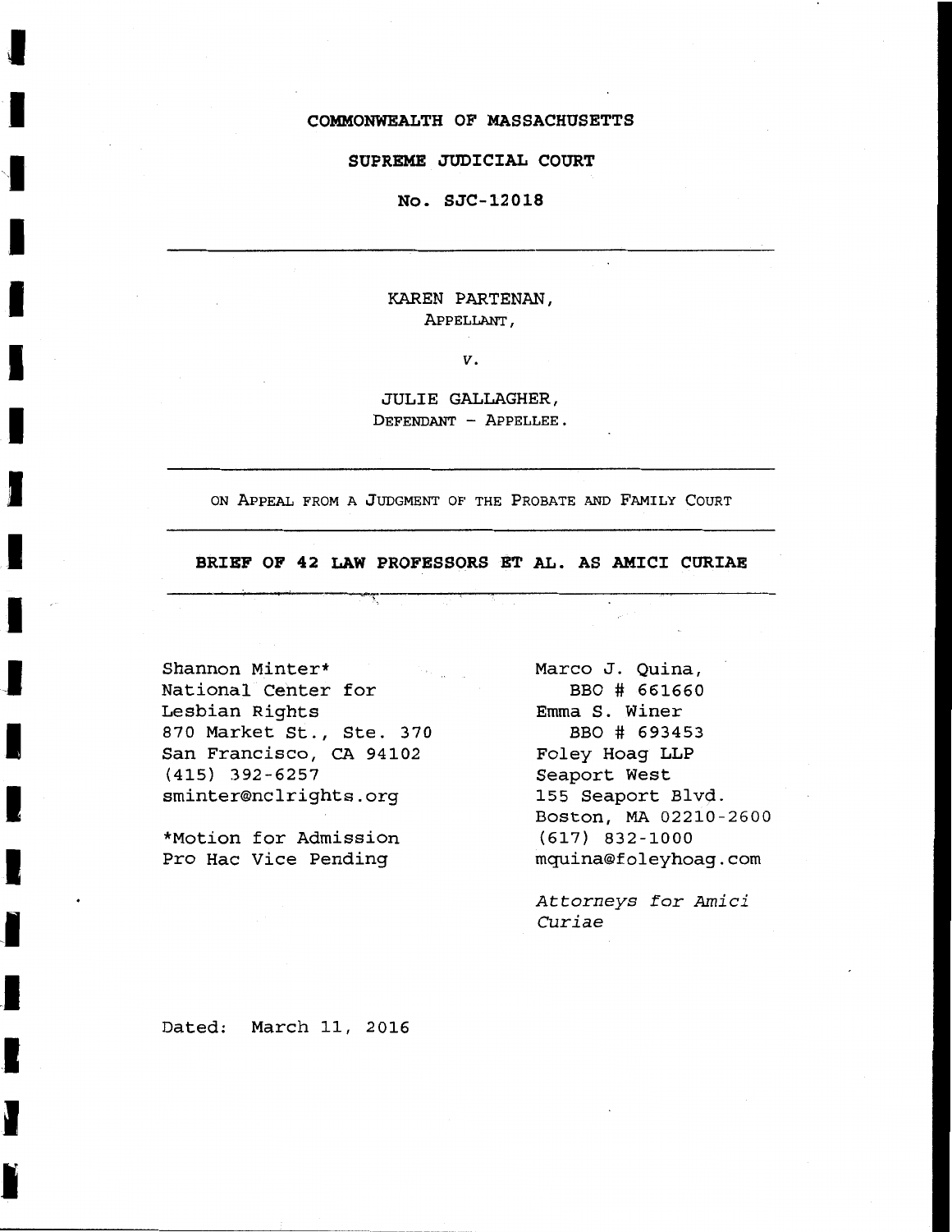**COMMONWEALTH OF MASSACHUSETTS**

**SUPREME JUDICIAL COURT**

**No. SJC-12018**

---

KAREN PARTENAN,
APPELLANT,

*v.*

JULIE GALLAGHER,
DEFENDANT – APPELLEE.

---

ON APPEAL FROM A JUDGMENT OF THE PROBATE AND FAMILY COURT

---

**BRIEF OF 42 LAW PROFESSORS ET AL. AS AMICI CURIAE**

---

Shannon Minter*
National Center for
Lesbian Rights
870 Market St., Ste. 370
San Francisco, CA 94102
(415) 392-6257
sminter@nclrights.org

*Motion for Admission
Pro Hac Vice Pending

Marco J. Quina,
BBO # 661660
Emma S. Winer
BBO # 693453
Foley Hoag LLP
Seaport West
155 Seaport Blvd.
Boston, MA 02210-2600
(617) 832-1000
mquina@foleyhoag.com

*Attorneys for Amici Curiae*

Dated: March 11, 2016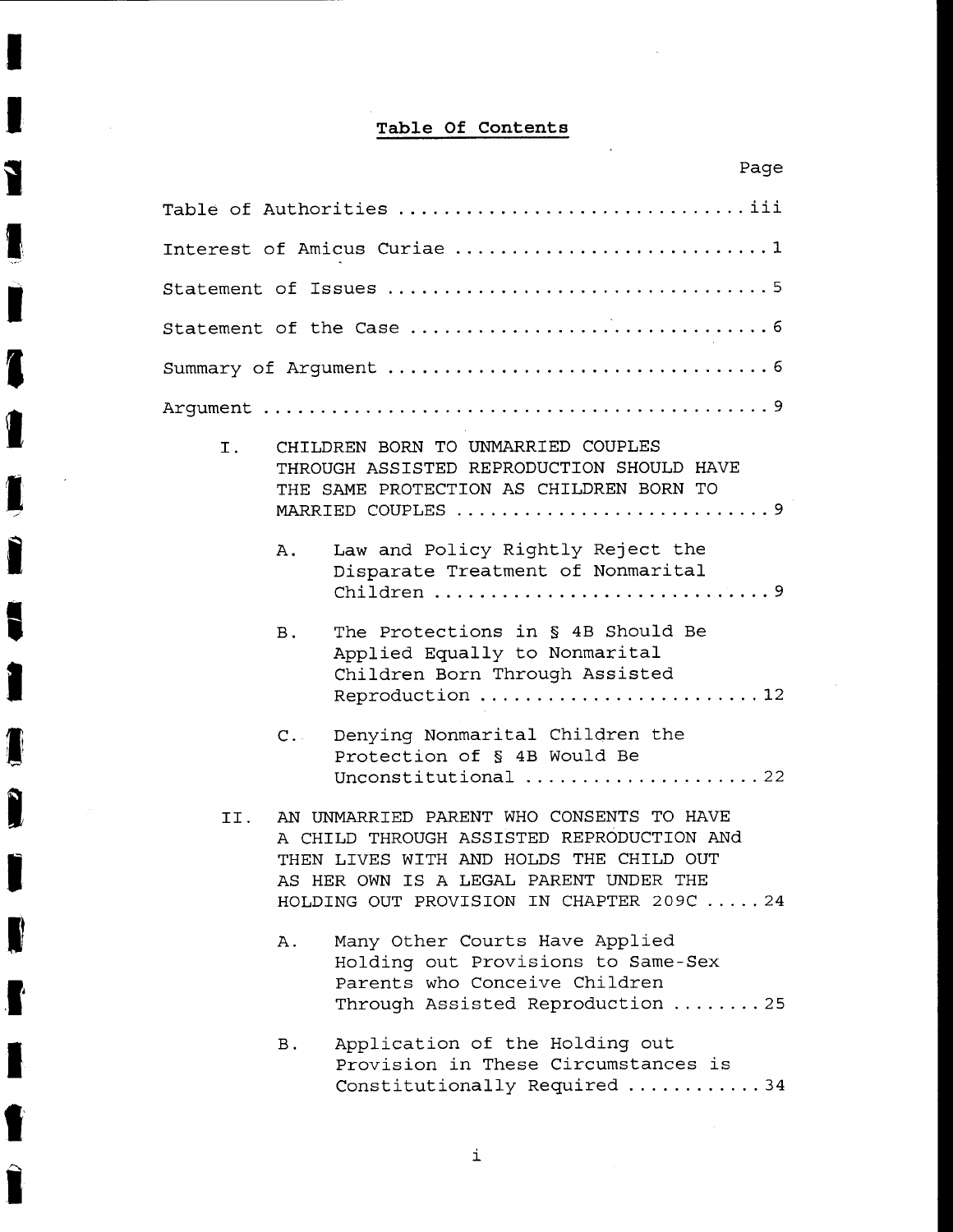# Table Of Contents

| | Page |
|---|---|
| Table of Authorities | iii |
| Interest of Amicus Curiae | 1 |
| Statement of Issues | 5 |
| Statement of the Case | 6 |
| Summary of Argument | 6 |
| Argument | 9 |
| I. CHILDREN BORN TO UNMARRIED COUPLES THROUGH ASSISTED REPRODUCTION SHOULD HAVE THE SAME PROTECTION AS CHILDREN BORN TO MARRIED COUPLES | 9 |
| A. Law and Policy Rightly Reject the Disparate Treatment of Nonmarital Children | 9 |
| B. The Protections in § 4B Should Be Applied Equally to Nonmarital Children Born Through Assisted Reproduction | 12 |
| C. Denying Nonmarital Children the Protection of § 4B Would Be Unconstitutional | 22 |
| II. AN UNMARRIED PARENT WHO CONSENTS TO HAVE A CHILD THROUGH ASSISTED REPRODUCTION ANd THEN LIVES WITH AND HOLDS THE CHILD OUT AS HER OWN IS A LEGAL PARENT UNDER THE HOLDING OUT PROVISION IN CHAPTER 209C | 24 |
| A. Many Other Courts Have Applied Holding out Provisions to Same-Sex Parents who Conceive Children Through Assisted Reproduction | 25 |
| B. Application of the Holding out Provision in These Circumstances is Constitutionally Required | 34 |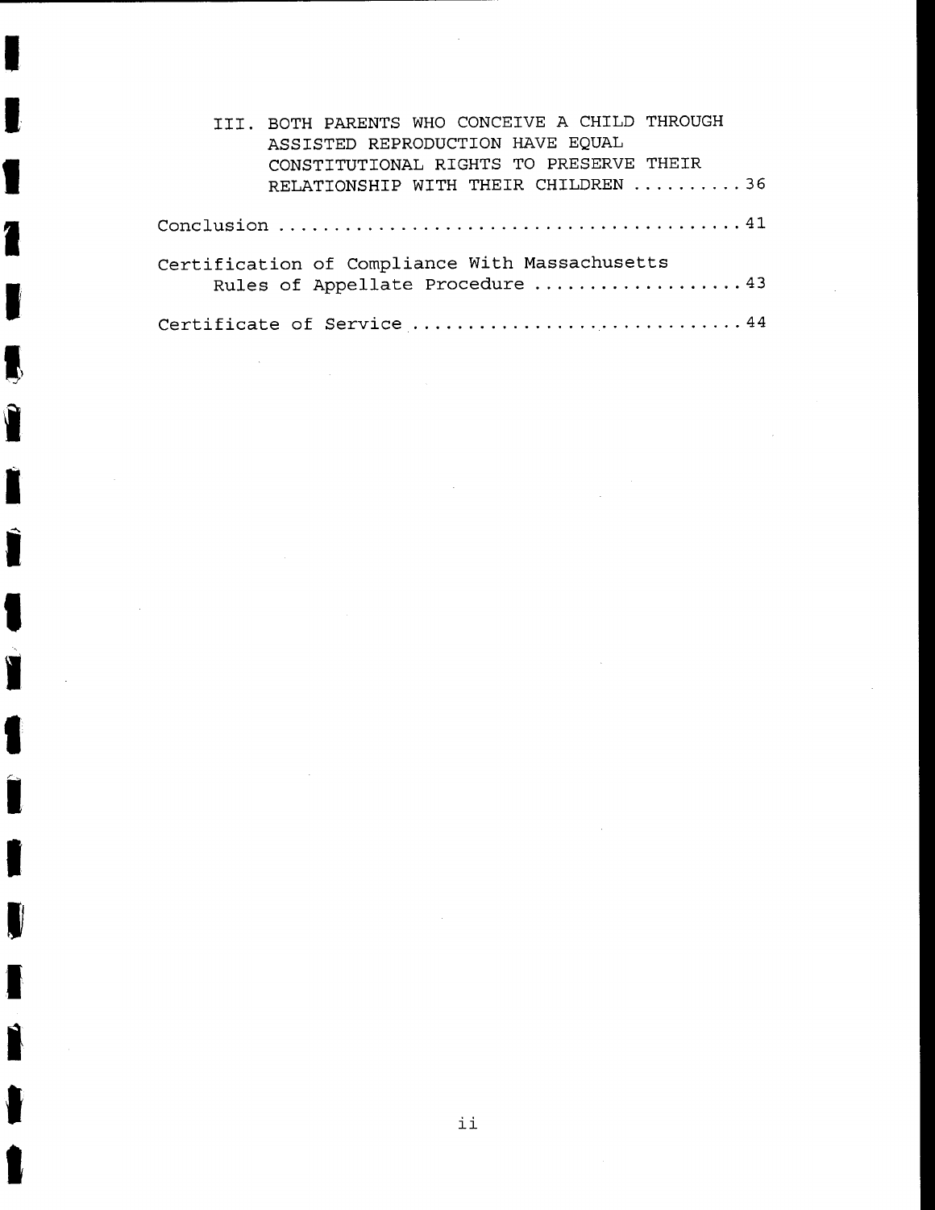III. BOTH PARENTS WHO CONCEIVE A CHILD THROUGH ASSISTED REPRODUCTION HAVE EQUAL CONSTITUTIONAL RIGHTS TO PRESERVE THEIR RELATIONSHIP WITH THEIR CHILDREN .......... 36

Conclusion .......................................... 41

Certification of Compliance With Massachusetts Rules of Appellate Procedure ................... 43

Certificate of Service .............................. 44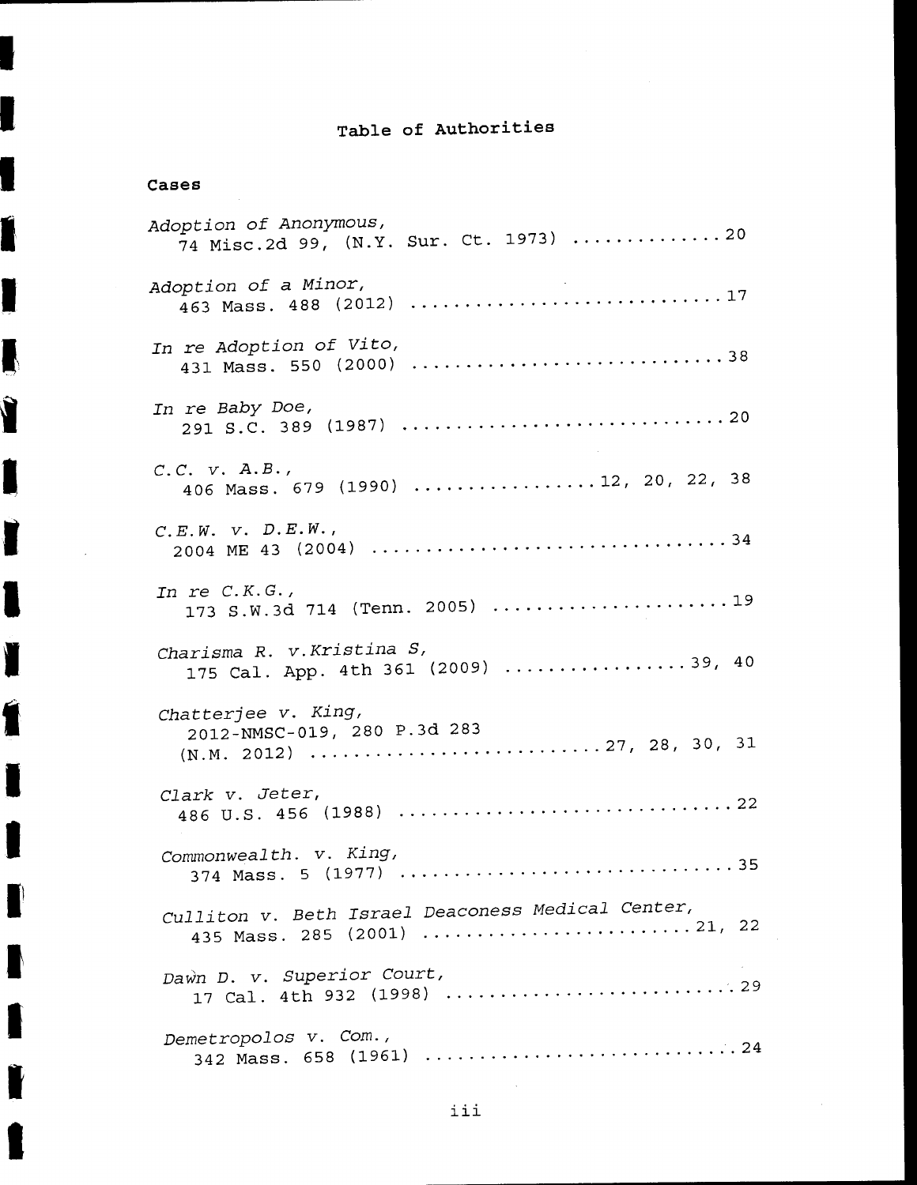# Table of Authorities

## Cases

*Adoption of Anonymous*,
74 Misc.2d 99, (N.Y. Sur. Ct. 1973) .............. 20

*Adoption of a Minor*,
463 Mass. 488 (2012) .............................. 17

*In re Adoption of Vito*,
431 Mass. 550 (2000) .............................. 38

*In re Baby Doe*,
291 S.C. 389 (1987) ............................... 20

*C.C. v. A.B.*,
406 Mass. 679 (1990) ................. 12, 20, 22, 38

*C.E.W. v. D.E.W.*,
2004 ME 43 (2004) ................................. 34

*In re C.K.G.*,
173 S.W.3d 714 (Tenn. 2005) ....................... 19

*Charisma R. v.Kristina S*,
175 Cal. App. 4th 361 (2009) ................. 39, 40

*Chatterjee v. King*,
2012-NMSC-019, 280 P.3d 283
(N.M. 2012) ........................... 27, 28, 30, 31

*Clark v. Jeter*,
486 U.S. 456 (1988) ............................... 22

*Commonwealth. v. King*,
374 Mass. 5 (1977) ................................ 35

*Culliton v. Beth Israel Deaconess Medical Center*,
435 Mass. 285 (2001) ......................... 21, 22

*Dawn D. v. Superior Court*,
17 Cal. 4th 932 (1998) ............................ 29

*Demetropolos v. Com.*,
342 Mass. 658 (1961) .............................. 24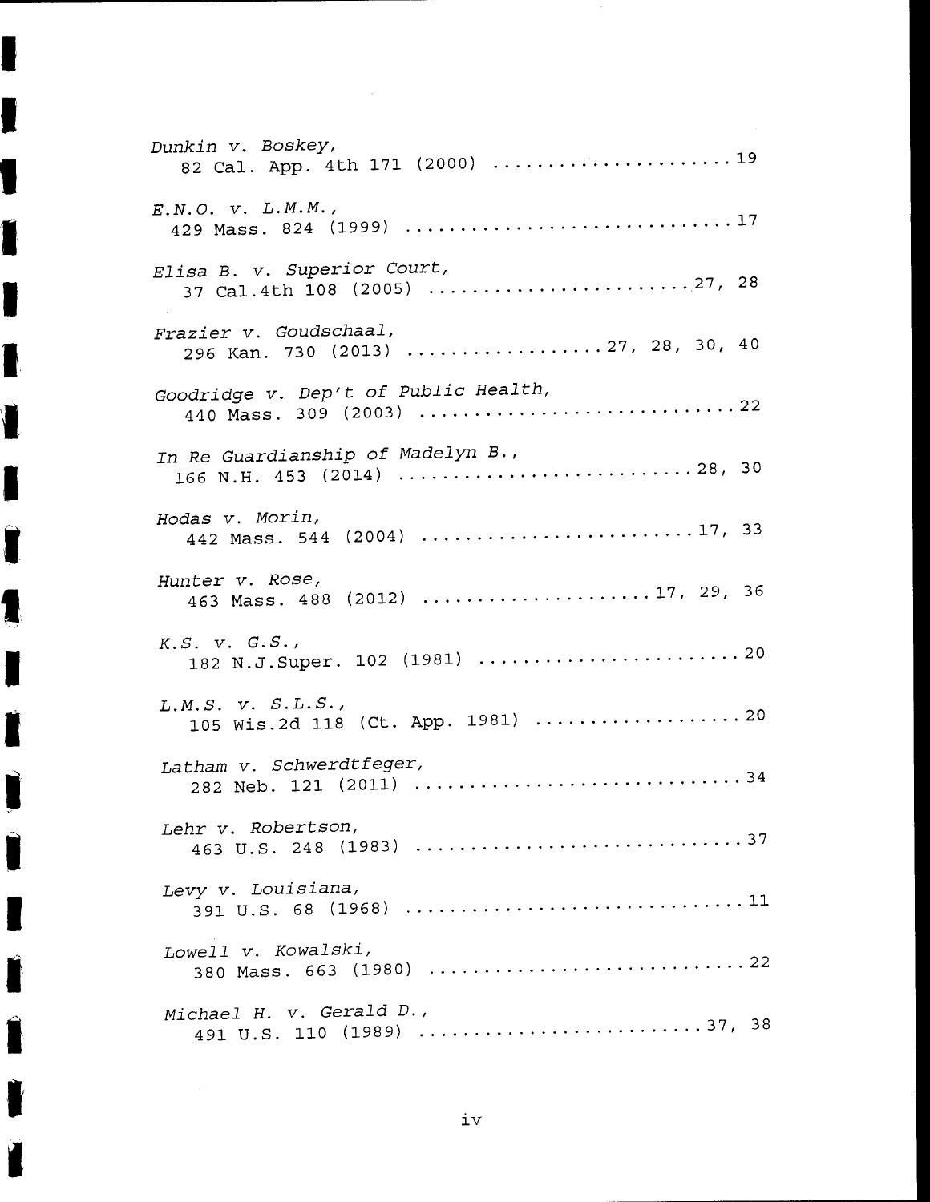*Dunkin v. Boskey*,
82 Cal. App. 4th 171 (2000) ........................ 19

*E.N.O. v. L.M.M.*,
429 Mass. 824 (1999) ................................ 17

*Elisa B. v. Superior Court*,
37 Cal.4th 108 (2005) ......................... 27, 28

*Frazier v. Goudschaal*,
296 Kan. 730 (2013) .................. 27, 28, 30, 40

*Goodridge v. Dep't of Public Health*,
440 Mass. 309 (2003) ............................ 22

*In Re Guardianship of Madelyn B.*,
166 N.H. 453 (2014) ........................... 28, 30

*Hodas v. Morin*,
442 Mass. 544 (2004) ......................... 17, 33

*Hunter v. Rose*,
463 Mass. 488 (2012) ..................... 17, 29, 36

*K.S. v. G.S.*,
182 N.J.Super. 102 (1981) ....................... 20

*L.M.S. v. S.L.S.*,
105 Wis.2d 118 (Ct. App. 1981) .................. 20

*Latham v. Schwerdtfeger*,
282 Neb. 121 (2011) .............................. 34

*Lehr v. Robertson*,
463 U.S. 248 (1983) .............................. 37

*Levy v. Louisiana*,
391 U.S. 68 (1968) ............................... 11

*Lowell v. Kowalski*,
380 Mass. 663 (1980) ............................. 22

*Michael H. v. Gerald D.*,
491 U.S. 110 (1989) ......................... 37, 38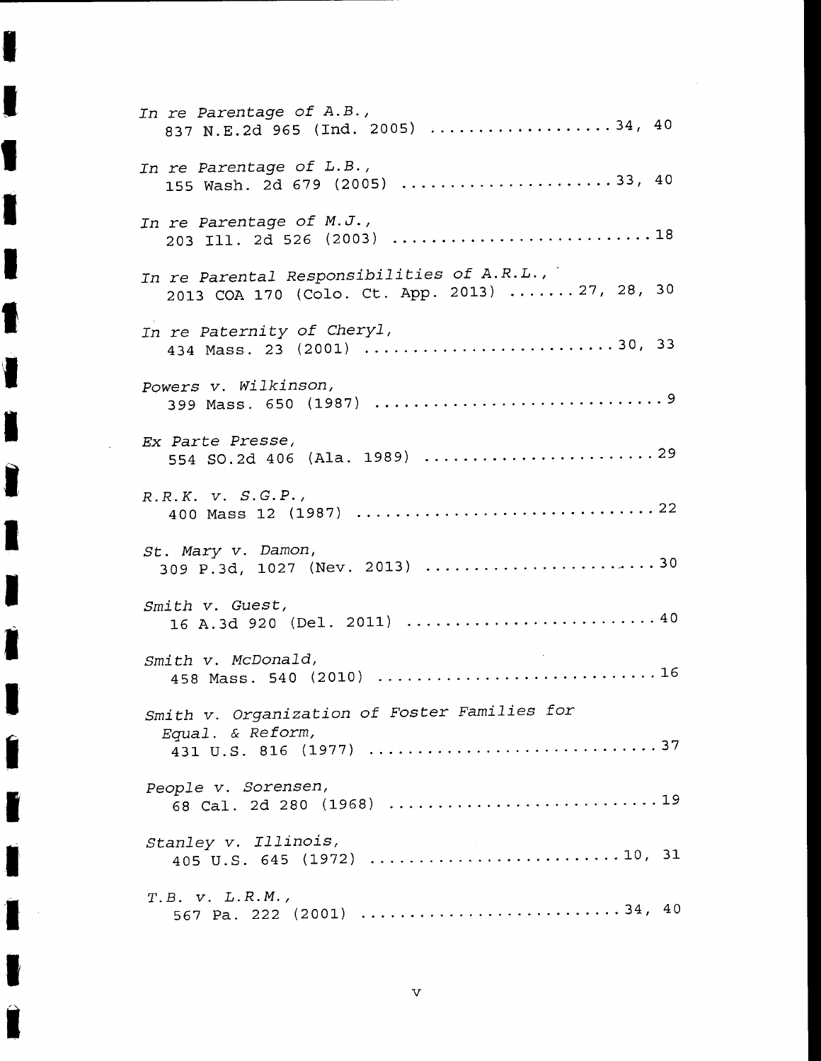*In re Parentage of A.B.*,
837 N.E.2d 965 (Ind. 2005) .................. 34, 40

*In re Parentage of L.B.*,
155 Wash. 2d 679 (2005) ..................... 33, 40

*In re Parentage of M.J.*,
203 Ill. 2d 526 (2003) .......................... 18

*In re Parental Responsibilities of A.R.L.*,
2013 COA 170 (Colo. Ct. App. 2013) ....... 27, 28, 30

*In re Paternity of Cheryl*,
434 Mass. 23 (2001) ......................... 30, 33

*Powers v. Wilkinson*,
399 Mass. 650 (1987) ............................ 9

*Ex Parte Presse*,
554 SO.2d 406 (Ala. 1989) ....................... 29

*R.R.K. v. S.G.P.*,
400 Mass 12 (1987) .............................. 22

*St. Mary v. Damon*,
309 P.3d, 1027 (Nev. 2013) ...................... 30

*Smith v. Guest*,
16 A.3d 920 (Del. 2011) ......................... 40

*Smith v. McDonald*,
458 Mass. 540 (2010) ............................ 16

*Smith v. Organization of Foster Families for Equal. & Reform*,
431 U.S. 816 (1977) ............................. 37

*People v. Sorensen*,
68 Cal. 2d 280 (1968) ........................... 19

*Stanley v. Illinois*,
405 U.S. 645 (1972) ......................... 10, 31

*T.B. v. L.R.M.*,
567 Pa. 222 (2001) .......................... 34, 40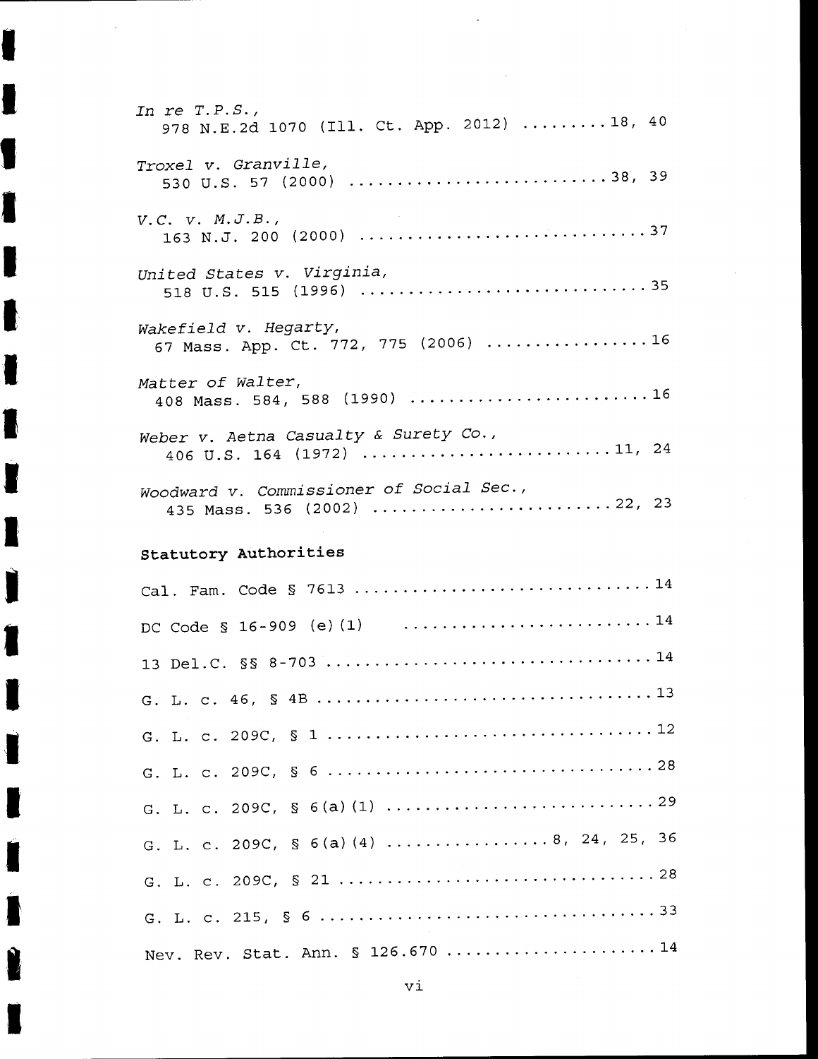*In re T.P.S.*,
978 N.E.2d 1070 (Ill. Ct. App. 2012) .........18, 40

*Troxel v. Granville*,
530 U.S. 57 (2000) ..........................38, 39

*V.C. v. M.J.B.*,
163 N.J. 200 (2000) .............................37

*United States v. Virginia*,
518 U.S. 515 (1996) .............................35

*Wakefield v. Hegarty*,
67 Mass. App. Ct. 772, 775 (2006) ................16

*Matter of Walter*,
408 Mass. 584, 588 (1990) ........................16

*Weber v. Aetna Casualty & Surety Co.*,
406 U.S. 164 (1972) .........................11, 24

*Woodward v. Commissioner of Social Sec.*,
435 Mass. 536 (2002) ........................22, 23

**Statutory Authorities**

Cal. Fam. Code § 7613 ..............................14

DC Code § 16-909 (e)(1) ..........................14

13 Del.C. §§ 8-703 ................................14

G. L. c. 46, § 4B .................................13

G. L. c. 209C, § 1 ................................12

G. L. c. 209C, § 6 ................................28

G. L. c. 209C, § 6(a)(1) ..........................29

G. L. c. 209C, § 6(a)(4) ................8, 24, 25, 36

G. L. c. 209C, § 21 ...............................28

G. L. c. 215, § 6 .................................33

Nev. Rev. Stat. Ann. § 126.670 .....................14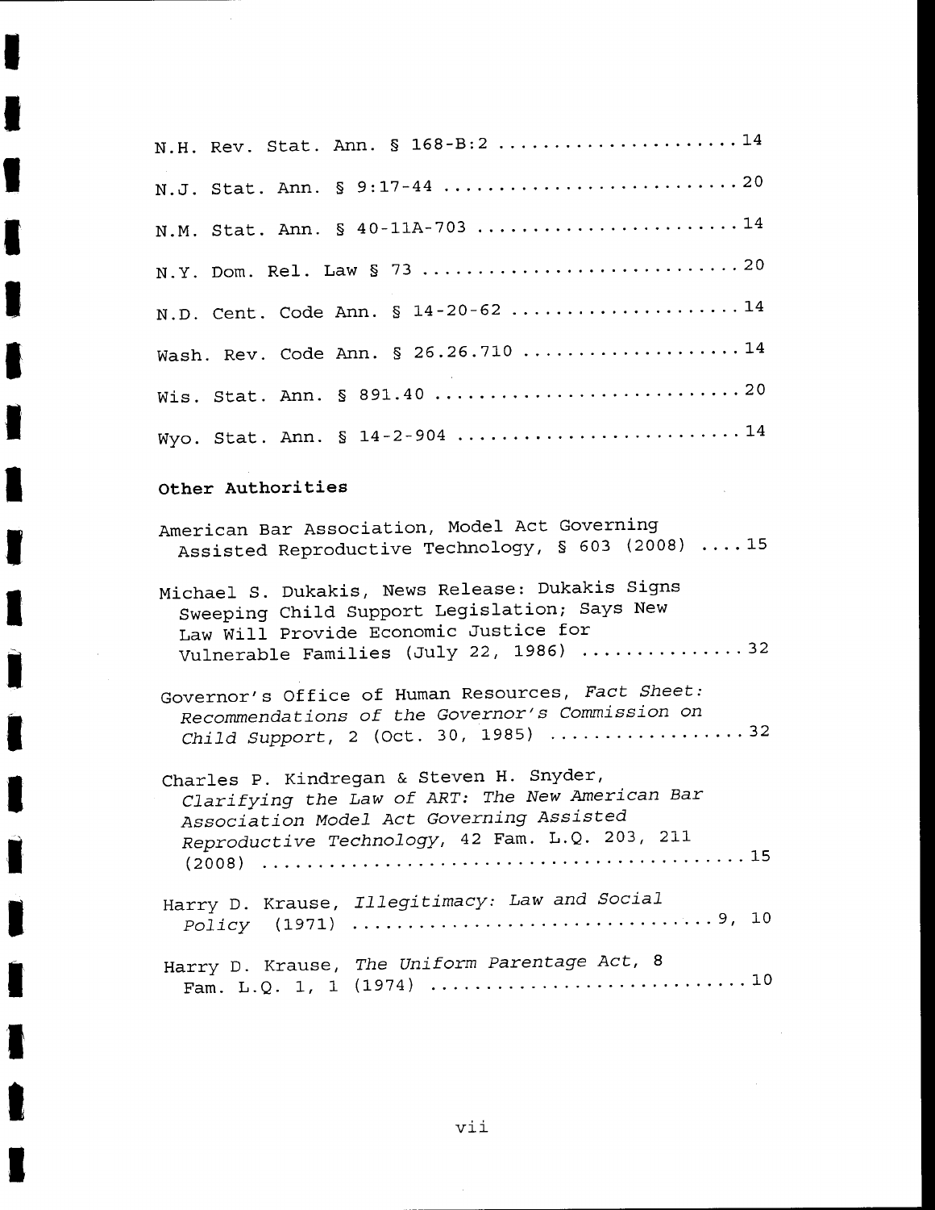N.H. Rev. Stat. Ann. § 168-B:2 ..................... 14

N.J. Stat. Ann. § 9:17-44 .......................... 20

N.M. Stat. Ann. § 40-11A-703 ....................... 14

N.Y. Dom. Rel. Law § 73 ............................ 20

N.D. Cent. Code Ann. § 14-20-62 .................... 14

Wash. Rev. Code Ann. § 26.26.710 ................... 14

Wis. Stat. Ann. § 891.40 ........................... 20

Wyo. Stat. Ann. § 14-2-904 ......................... 14

**Other Authorities**

American Bar Association, Model Act Governing Assisted Reproductive Technology, § 603 (2008) .... 15

Michael S. Dukakis, News Release: Dukakis Signs Sweeping Child Support Legislation; Says New Law Will Provide Economic Justice for Vulnerable Families (July 22, 1986) .............. 32

Governor's Office of Human Resources, *Fact Sheet: Recommendations of the Governor's Commission on Child Support*, 2 (Oct. 30, 1985) .................. 32

Charles P. Kindregan & Steven H. Snyder, *Clarifying the Law of ART: The New American Bar Association Model Act Governing Assisted Reproductive Technology*, 42 Fam. L.Q. 203, 211 (2008) ............................................ 15

Harry D. Krause, *Illegitimacy: Law and Social Policy* (1971) ................................ 9, 10

Harry D. Krause, *The Uniform Parentage Act*, 8 Fam. L.Q. 1, 1 (1974) ............................ 10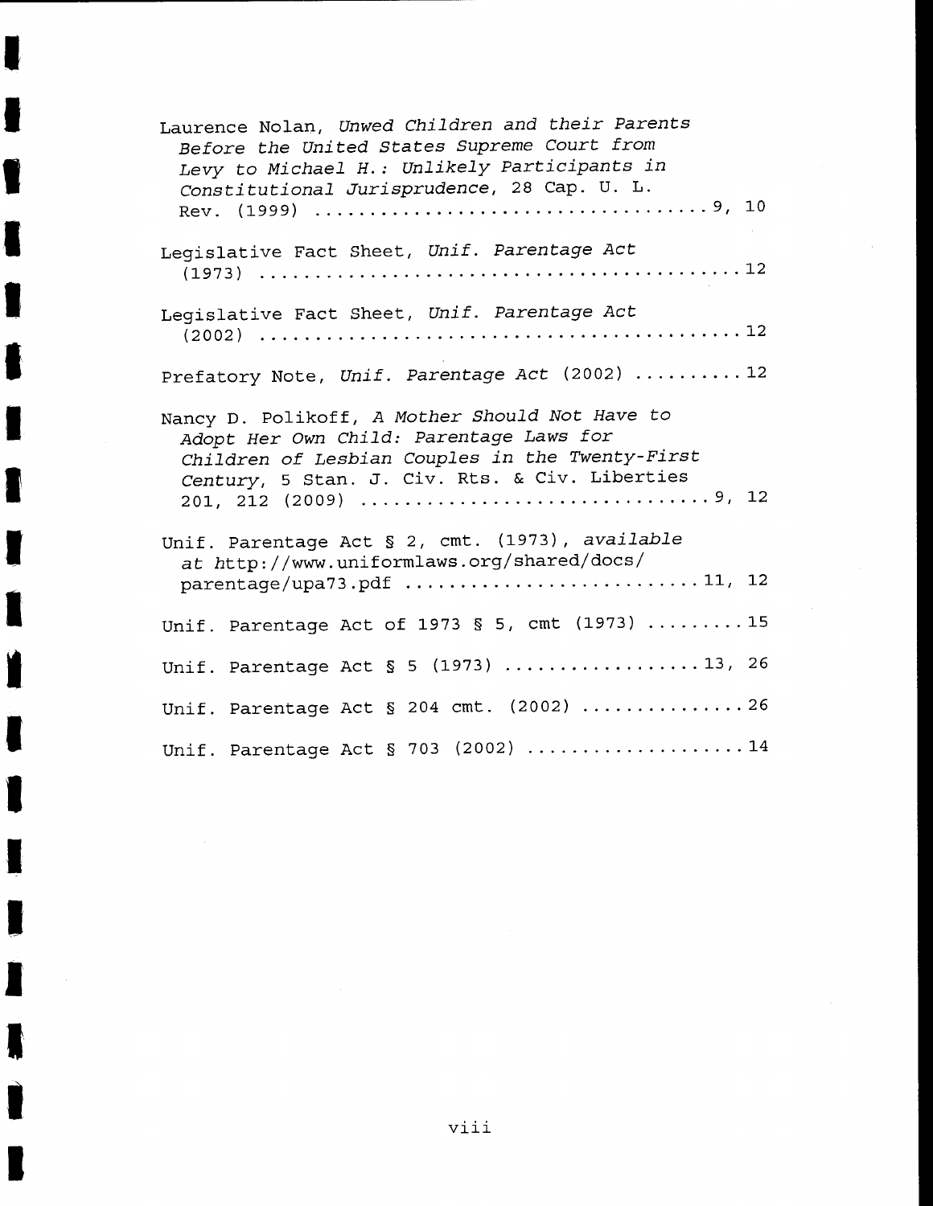Laurence Nolan, *Unwed Children and their Parents Before the United States Supreme Court from Levy to Michael H.: Unlikely Participants in Constitutional Jurisprudence*, 28 Cap. U. L. Rev. (1999) .................................. 9, 10

Legislative Fact Sheet, *Unif. Parentage Act* (1973) ............................................ 12

Legislative Fact Sheet, *Unif. Parentage Act* (2002) ............................................ 12

Prefatory Note, *Unif. Parentage Act* (2002) ......... 12

Nancy D. Polikoff, *A Mother Should Not Have to Adopt Her Own Child: Parentage Laws for Children of Lesbian Couples in the Twenty-First Century*, 5 Stan. J. Civ. Rts. & Civ. Liberties 201, 212 (2009) ............................... 9, 12

Unif. Parentage Act § 2, cmt. (1973), *available at* http://www.uniformlaws.org/shared/docs/parentage/upa73.pdf .......................... 11, 12

Unif. Parentage Act of 1973 § 5, cmt (1973) ........ 15

Unif. Parentage Act § 5 (1973) .................. 13, 26

Unif. Parentage Act § 204 cmt. (2002) ............... 26

Unif. Parentage Act § 703 (2002) .................... 14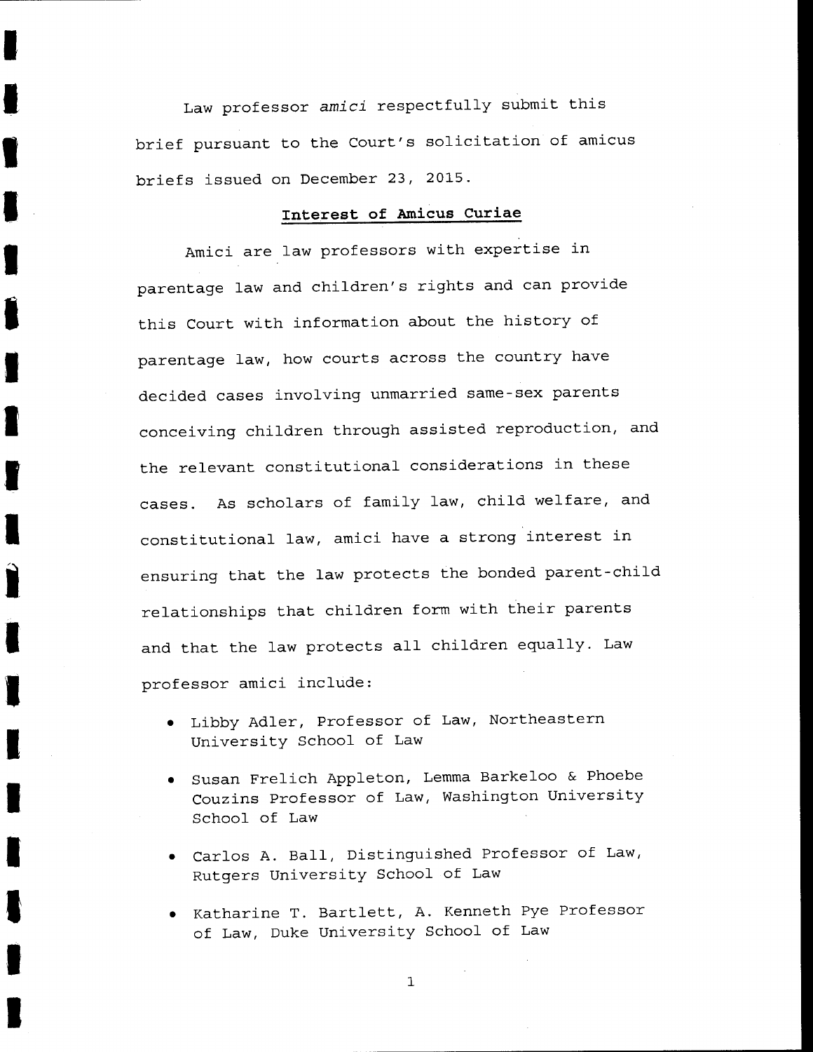Law professor *amici* respectfully submit this brief pursuant to the Court's solicitation of amicus briefs issued on December 23, 2015.

## Interest of Amicus Curiae

Amici are law professors with expertise in parentage law and children's rights and can provide this Court with information about the history of parentage law, how courts across the country have decided cases involving unmarried same-sex parents conceiving children through assisted reproduction, and the relevant constitutional considerations in these cases. As scholars of family law, child welfare, and constitutional law, amici have a strong interest in ensuring that the law protects the bonded parent-child relationships that children form with their parents and that the law protects all children equally. Law professor amici include:

- Libby Adler, Professor of Law, Northeastern University School of Law
- Susan Frelich Appleton, Lemma Barkeloo & Phoebe Couzins Professor of Law, Washington University School of Law
- Carlos A. Ball, Distinguished Professor of Law, Rutgers University School of Law
- Katharine T. Bartlett, A. Kenneth Pye Professor of Law, Duke University School of Law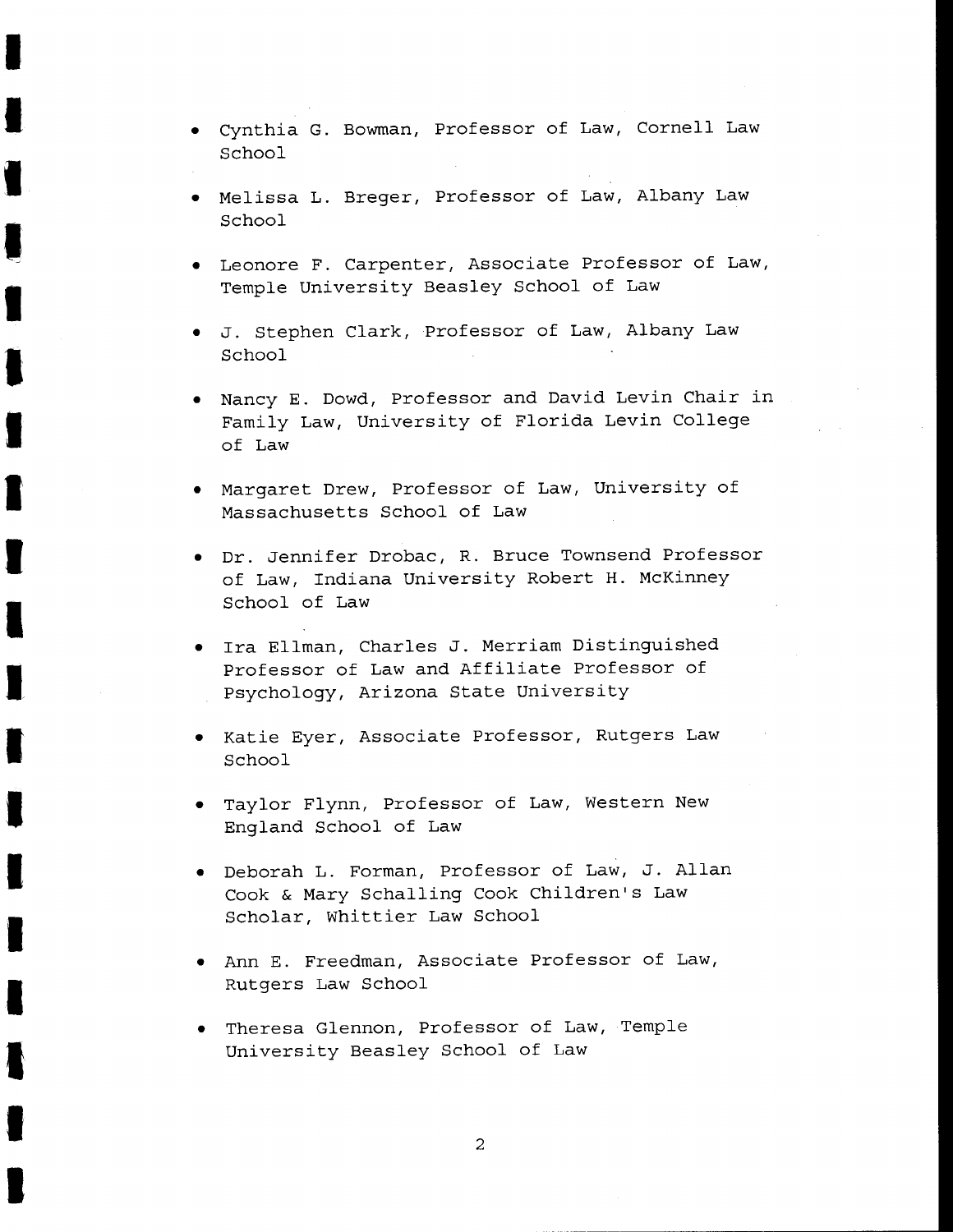- Cynthia G. Bowman, Professor of Law, Cornell Law School
- Melissa L. Breger, Professor of Law, Albany Law School
- Leonore F. Carpenter, Associate Professor of Law, Temple University Beasley School of Law
- J. Stephen Clark, Professor of Law, Albany Law School
- Nancy E. Dowd, Professor and David Levin Chair in Family Law, University of Florida Levin College of Law
- Margaret Drew, Professor of Law, University of Massachusetts School of Law
- Dr. Jennifer Drobac, R. Bruce Townsend Professor of Law, Indiana University Robert H. McKinney School of Law
- Ira Ellman, Charles J. Merriam Distinguished Professor of Law and Affiliate Professor of Psychology, Arizona State University
- Katie Eyer, Associate Professor, Rutgers Law School
- Taylor Flynn, Professor of Law, Western New England School of Law
- Deborah L. Forman, Professor of Law, J. Allan Cook & Mary Schalling Cook Children's Law Scholar, Whittier Law School
- Ann E. Freedman, Associate Professor of Law, Rutgers Law School
- Theresa Glennon, Professor of Law, Temple University Beasley School of Law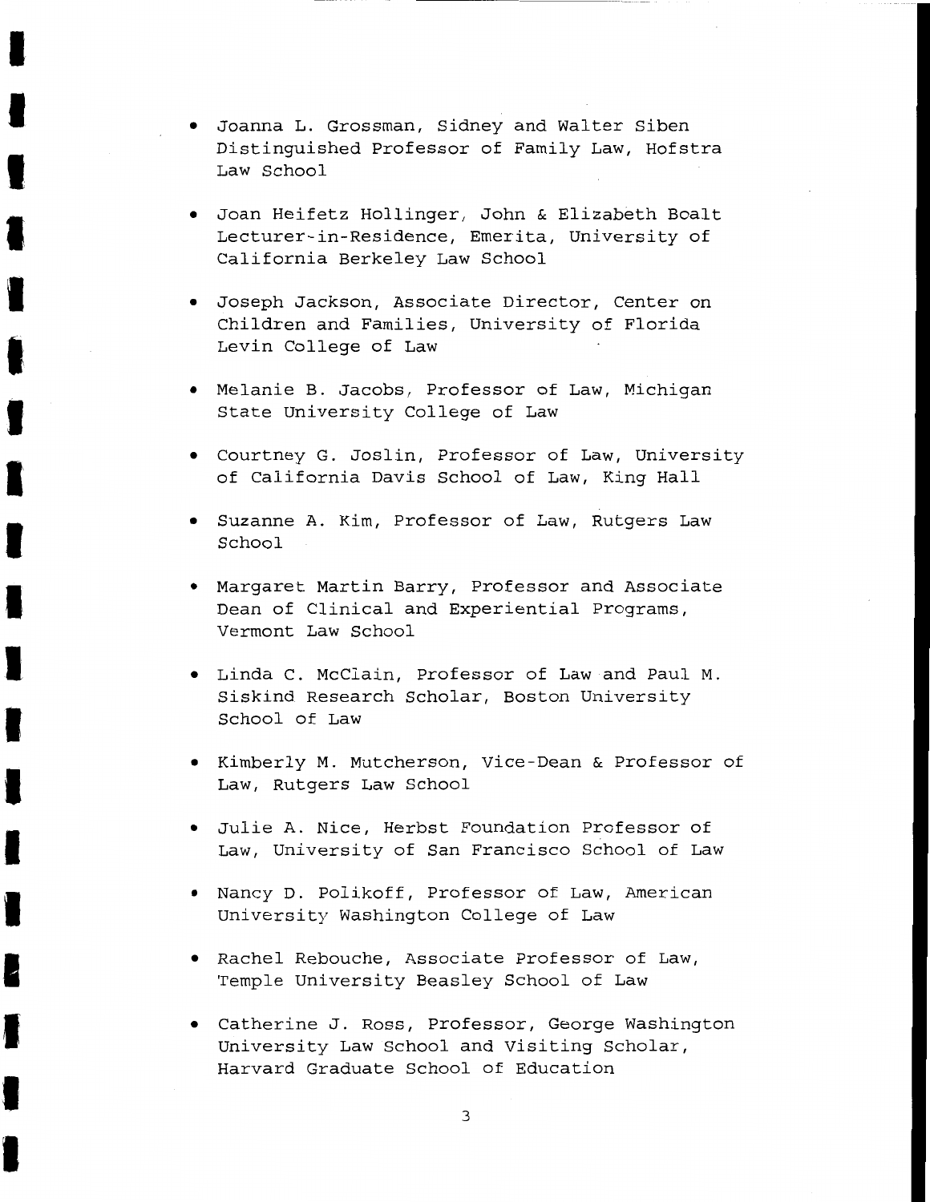- Joanna L. Grossman, Sidney and Walter Siben Distinguished Professor of Family Law, Hofstra Law School

- Joan Heifetz Hollinger, John & Elizabeth Boalt Lecturer-in-Residence, Emerita, University of California Berkeley Law School

- Joseph Jackson, Associate Director, Center on Children and Families, University of Florida Levin College of Law

- Melanie B. Jacobs, Professor of Law, Michigan State University College of Law

- Courtney G. Joslin, Professor of Law, University of California Davis School of Law, King Hall

- Suzanne A. Kim, Professor of Law, Rutgers Law School

- Margaret Martin Barry, Professor and Associate Dean of Clinical and Experiential Programs, Vermont Law School

- Linda C. McClain, Professor of Law and Paul M. Siskind Research Scholar, Boston University School of Law

- Kimberly M. Mutcherson, Vice-Dean & Professor of Law, Rutgers Law School

- Julie A. Nice, Herbst Foundation Professor of Law, University of San Francisco School of Law

- Nancy D. Polikoff, Professor of Law, American University Washington College of Law

- Rachel Rebouche, Associate Professor of Law, Temple University Beasley School of Law

- Catherine J. Ross, Professor, George Washington University Law School and Visiting Scholar, Harvard Graduate School of Education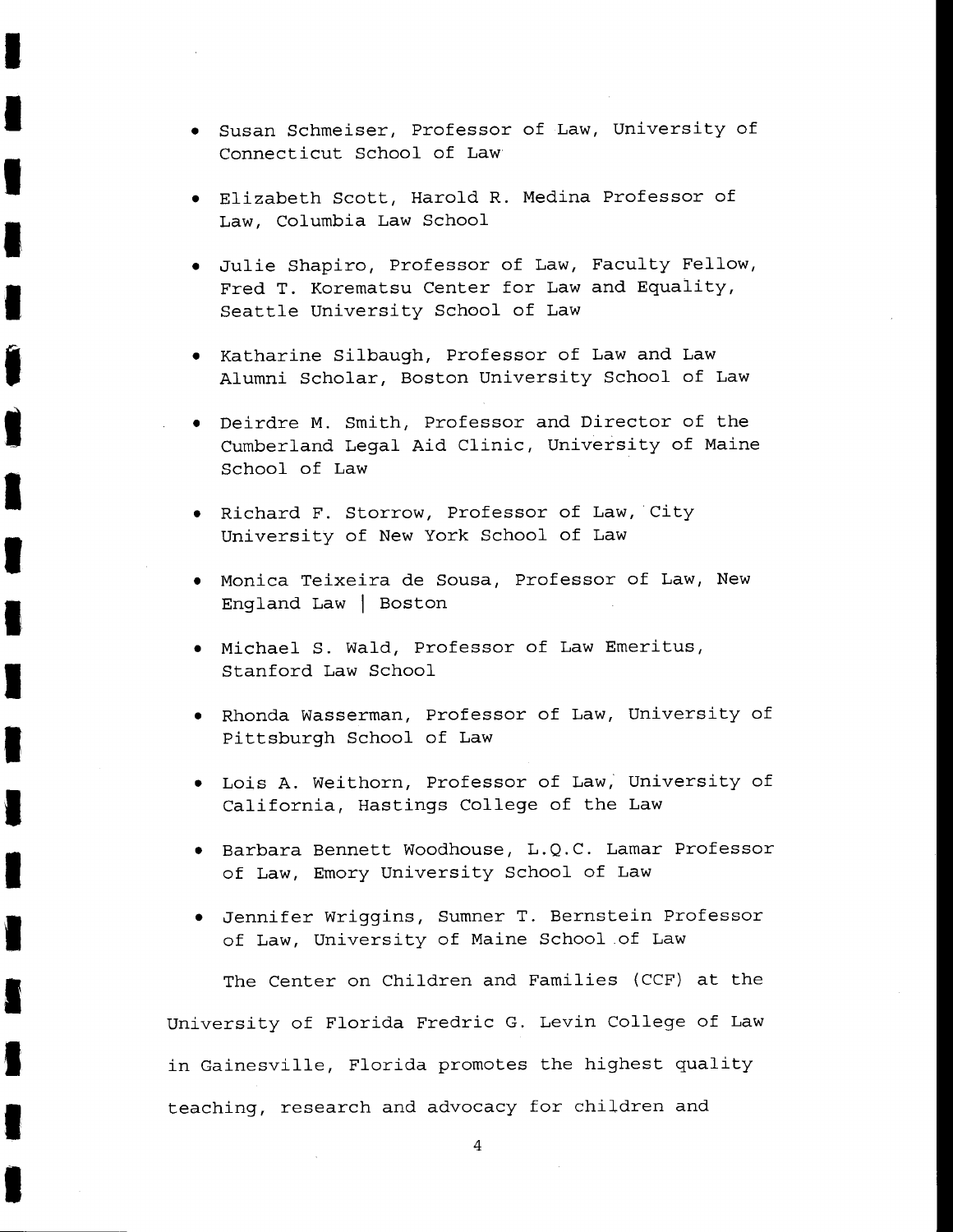- Susan Schmeiser, Professor of Law, University of Connecticut School of Law
- Elizabeth Scott, Harold R. Medina Professor of Law, Columbia Law School
- Julie Shapiro, Professor of Law, Faculty Fellow, Fred T. Korematsu Center for Law and Equality, Seattle University School of Law
- Katharine Silbaugh, Professor of Law and Law Alumni Scholar, Boston University School of Law
- Deirdre M. Smith, Professor and Director of the Cumberland Legal Aid Clinic, University of Maine School of Law
- Richard F. Storrow, Professor of Law, City University of New York School of Law
- Monica Teixeira de Sousa, Professor of Law, New England Law | Boston
- Michael S. Wald, Professor of Law Emeritus, Stanford Law School
- Rhonda Wasserman, Professor of Law, University of Pittsburgh School of Law
- Lois A. Weithorn, Professor of Law, University of California, Hastings College of the Law
- Barbara Bennett Woodhouse, L.Q.C. Lamar Professor of Law, Emory University School of Law
- Jennifer Wriggins, Sumner T. Bernstein Professor of Law, University of Maine School of Law

The Center on Children and Families (CCF) at the University of Florida Fredric G. Levin College of Law in Gainesville, Florida promotes the highest quality teaching, research and advocacy for children and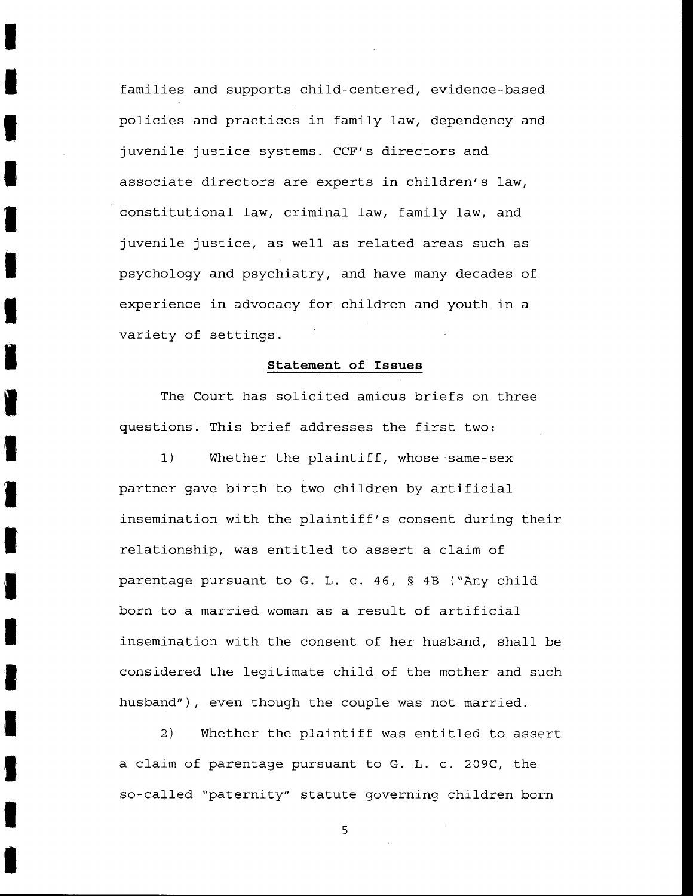families and supports child-centered, evidence-based policies and practices in family law, dependency and juvenile justice systems. CCF's directors and associate directors are experts in children's law, constitutional law, criminal law, family law, and juvenile justice, as well as related areas such as psychology and psychiatry, and have many decades of experience in advocacy for children and youth in a variety of settings.

## Statement of Issues

The Court has solicited amicus briefs on three questions. This brief addresses the first two:

1) Whether the plaintiff, whose same-sex partner gave birth to two children by artificial insemination with the plaintiff's consent during their relationship, was entitled to assert a claim of parentage pursuant to G. L. c. 46, § 4B ("Any child born to a married woman as a result of artificial insemination with the consent of her husband, shall be considered the legitimate child of the mother and such husband"), even though the couple was not married.

2) Whether the plaintiff was entitled to assert a claim of parentage pursuant to G. L. c. 209C, the so-called "paternity" statute governing children born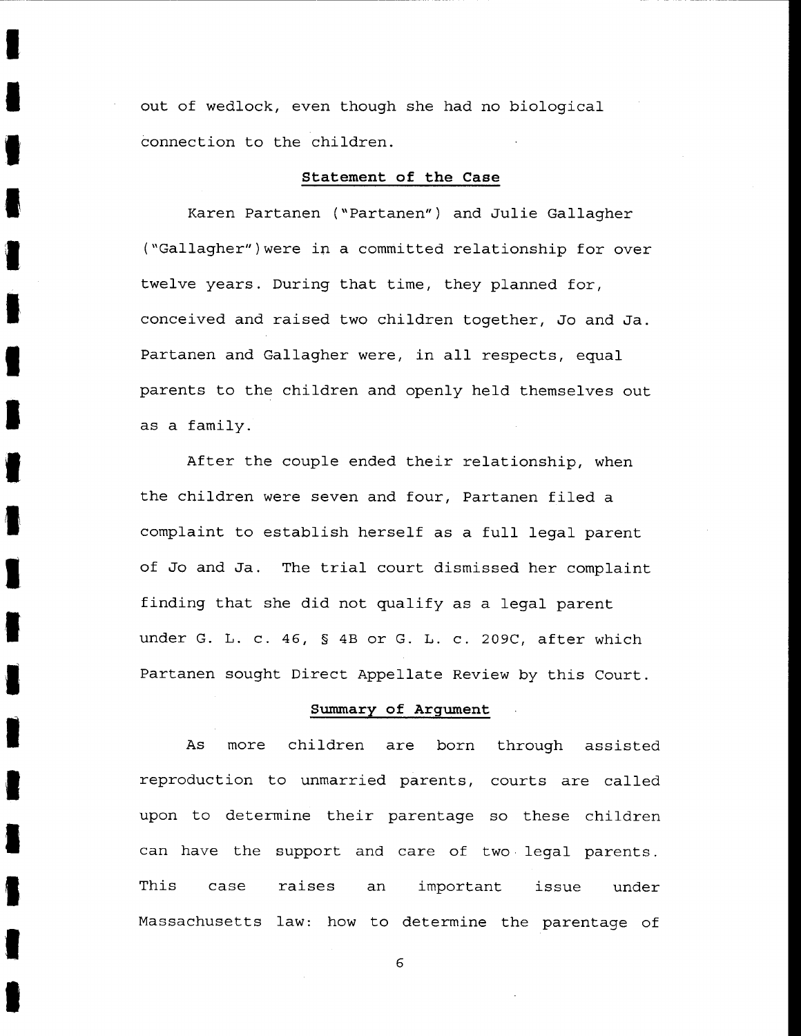out of wedlock, even though she had no biological connection to the children.

## Statement of the Case

Karen Partanen ("Partanen") and Julie Gallagher ("Gallagher") were in a committed relationship for over twelve years. During that time, they planned for, conceived and raised two children together, Jo and Ja. Partanen and Gallagher were, in all respects, equal parents to the children and openly held themselves out as a family.

After the couple ended their relationship, when the children were seven and four, Partanen filed a complaint to establish herself as a full legal parent of Jo and Ja. The trial court dismissed her complaint finding that she did not qualify as a legal parent under G. L. c. 46, § 4B or G. L. c. 209C, after which Partanen sought Direct Appellate Review by this Court.

## Summary of Argument

As more children are born through assisted reproduction to unmarried parents, courts are called upon to determine their parentage so these children can have the support and care of two legal parents. This case raises an important issue under Massachusetts law: how to determine the parentage of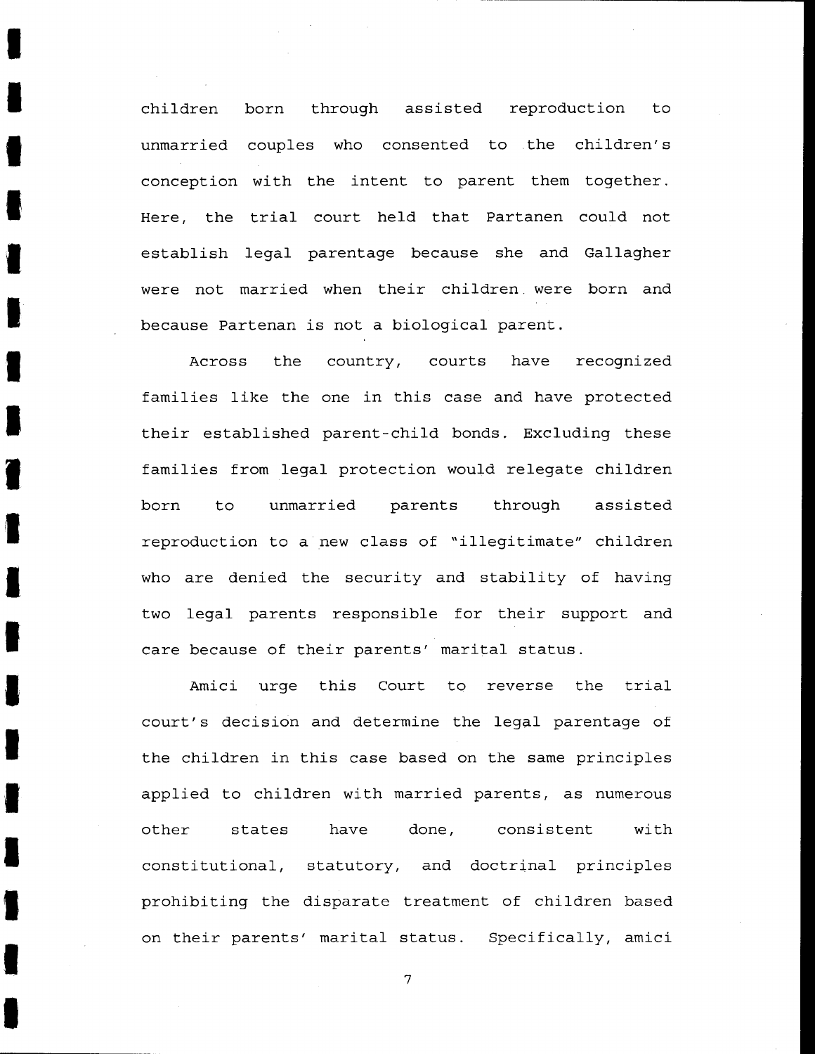children born through assisted reproduction to unmarried couples who consented to the children's conception with the intent to parent them together. Here, the trial court held that Partanen could not establish legal parentage because she and Gallagher were not married when their children were born and because Partenan is not a biological parent.

Across the country, courts have recognized families like the one in this case and have protected their established parent-child bonds. Excluding these families from legal protection would relegate children born to unmarried parents through assisted reproduction to a new class of "illegitimate" children who are denied the security and stability of having two legal parents responsible for their support and care because of their parents' marital status.

Amici urge this Court to reverse the trial court's decision and determine the legal parentage of the children in this case based on the same principles applied to children with married parents, as numerous other states have done, consistent with constitutional, statutory, and doctrinal principles prohibiting the disparate treatment of children based on their parents' marital status. Specifically, amici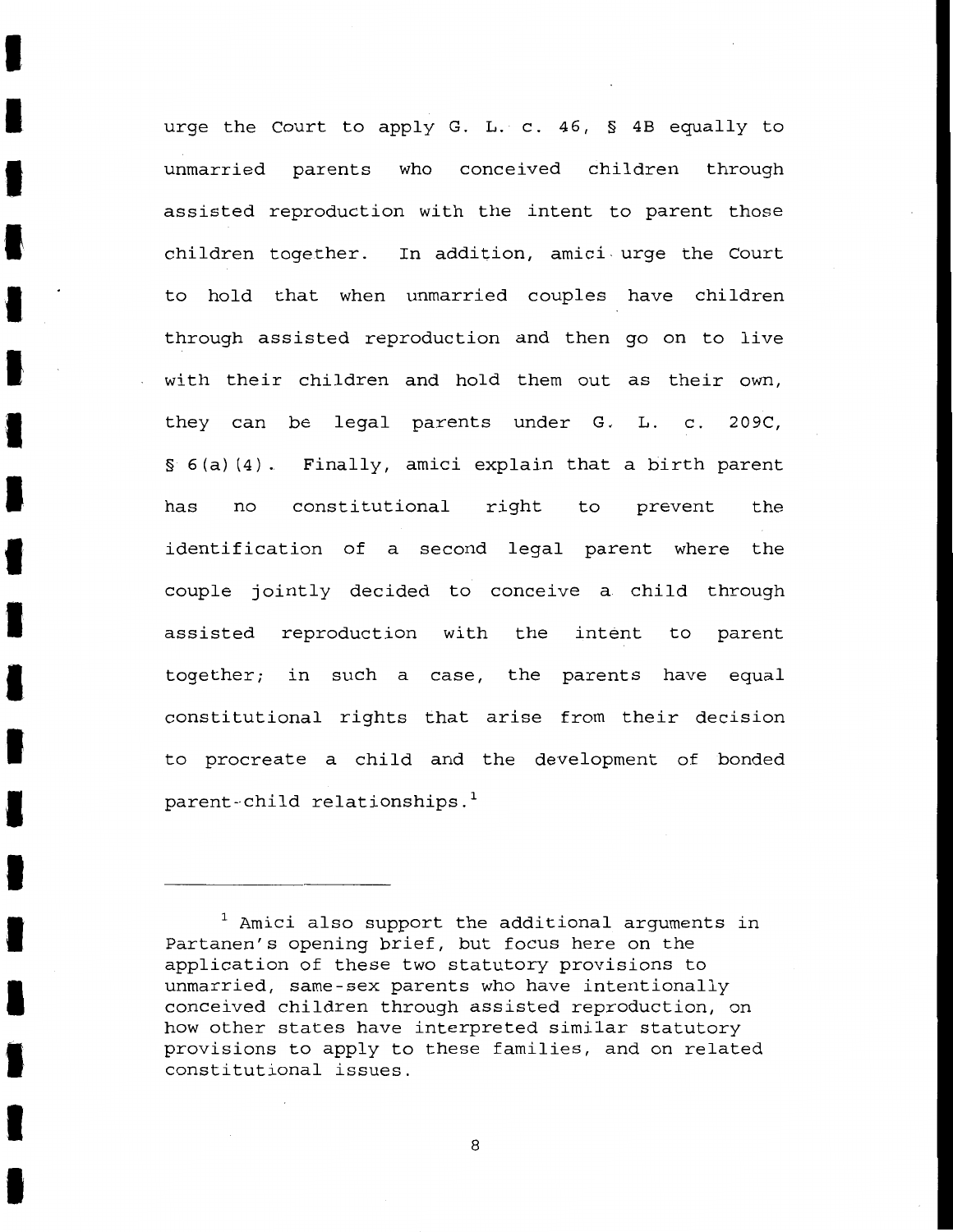urge the Court to apply G. L. c. 46, § 4B equally to unmarried parents who conceived children through assisted reproduction with the intent to parent those children together. In addition, amici urge the Court to hold that when unmarried couples have children through assisted reproduction and then go on to live with their children and hold them out as their own, they can be legal parents under G. L. c. 209C, § 6(a)(4). Finally, amici explain that a birth parent has no constitutional right to prevent the identification of a second legal parent where the couple jointly decided to conceive a child through assisted reproduction with the intent to parent together; in such a case, the parents have equal constitutional rights that arise from their decision to procreate a child and the development of bonded parent-child relationships.[1]

---

[1] Amici also support the additional arguments in Partanen's opening brief, but focus here on the application of these two statutory provisions to unmarried, same-sex parents who have intentionally conceived children through assisted reproduction, on how other states have interpreted similar statutory provisions to apply to these families, and on related constitutional issues.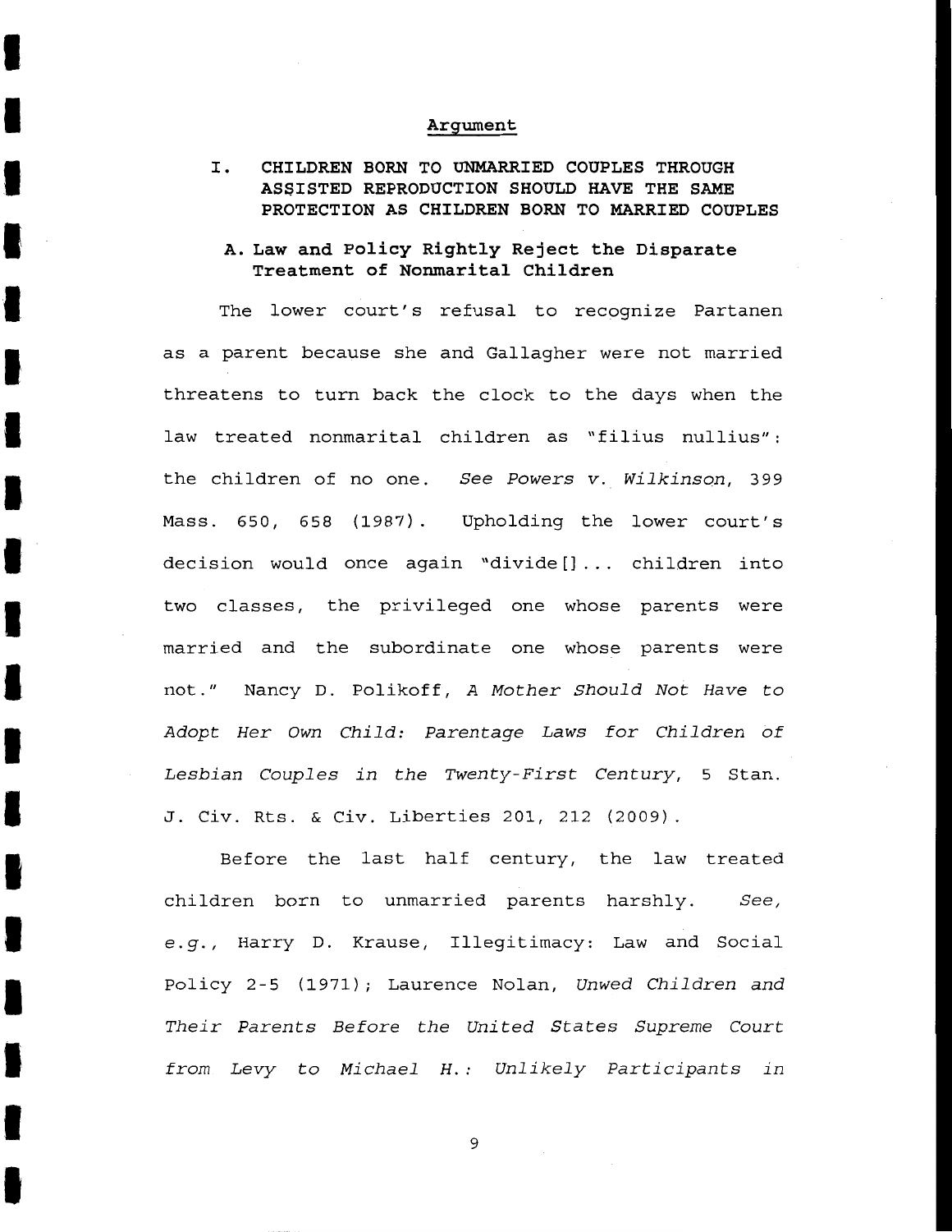## Argument

### I. CHILDREN BORN TO UNMARRIED COUPLES THROUGH ASSISTED REPRODUCTION SHOULD HAVE THE SAME PROTECTION AS CHILDREN BORN TO MARRIED COUPLES

#### A. Law and Policy Rightly Reject the Disparate Treatment of Nonmarital Children

The lower court's refusal to recognize Partanen as a parent because she and Gallagher were not married threatens to turn back the clock to the days when the law treated nonmarital children as "filius nullius": the children of no one. *See Powers v. Wilkinson*, 399 Mass. 650, 658 (1987). Upholding the lower court's decision would once again "divide[]... children into two classes, the privileged one whose parents were married and the subordinate one whose parents were not." Nancy D. Polikoff, *A Mother Should Not Have to Adopt Her Own Child: Parentage Laws for Children of Lesbian Couples in the Twenty-First Century*, 5 Stan. J. Civ. Rts. & Civ. Liberties 201, 212 (2009).

Before the last half century, the law treated children born to unmarried parents harshly. *See, e.g.*, Harry D. Krause, Illegitimacy: Law and Social Policy 2-5 (1971); Laurence Nolan, *Unwed Children and Their Parents Before the United States Supreme Court from Levy to Michael H.: Unlikely Participants in*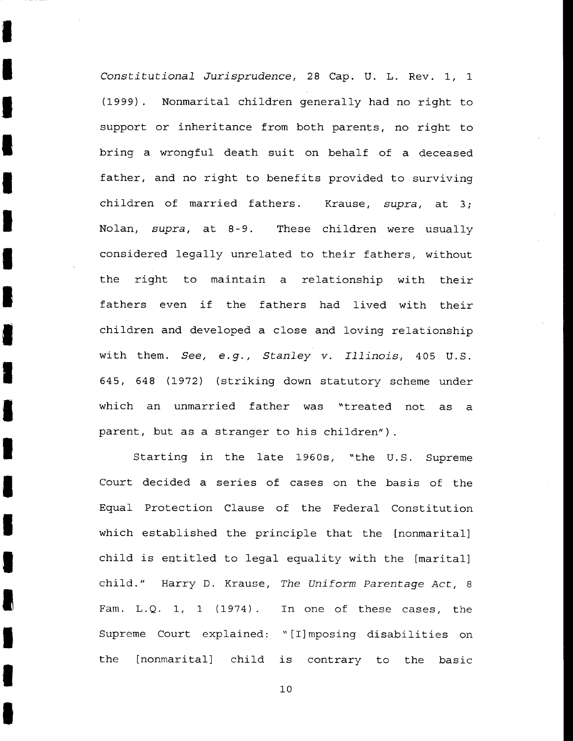*Constitutional Jurisprudence*, 28 Cap. U. L. Rev. 1, 1 (1999). Nonmarital children generally had no right to support or inheritance from both parents, no right to bring a wrongful death suit on behalf of a deceased father, and no right to benefits provided to surviving children of married fathers. Krause, *supra*, at 3; Nolan, *supra*, at 8-9. These children were usually considered legally unrelated to their fathers, without the right to maintain a relationship with their fathers even if the fathers had lived with their children and developed a close and loving relationship with them. *See, e.g.*, *Stanley v. Illinois*, 405 U.S. 645, 648 (1972) (striking down statutory scheme under which an unmarried father was "treated not as a parent, but as a stranger to his children").

Starting in the late 1960s, "the U.S. Supreme Court decided a series of cases on the basis of the Equal Protection Clause of the Federal Constitution which established the principle that the [nonmarital] child is entitled to legal equality with the [marital] child." Harry D. Krause, *The Uniform Parentage Act*, 8 Fam. L.Q. 1, 1 (1974). In one of these cases, the Supreme Court explained: "[I]mposing disabilities on the [nonmarital] child is contrary to the basic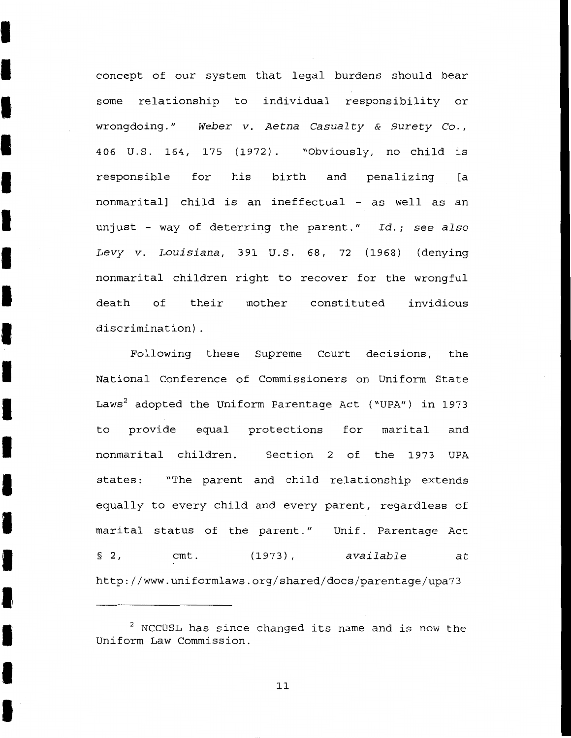concept of our system that legal burdens should bear some relationship to individual responsibility or wrongdoing." *Weber v. Aetna Casualty & Surety Co.*, 406 U.S. 164, 175 (1972). "Obviously, no child is responsible for his birth and penalizing [a nonmarital] child is an ineffectual - as well as an unjust - way of deterring the parent." *Id.*; *see also Levy v. Louisiana*, 391 U.S. 68, 72 (1968) (denying nonmarital children right to recover for the wrongful death of their mother constituted invidious discrimination).

Following these Supreme Court decisions, the National Conference of Commissioners on Uniform State Laws[2] adopted the Uniform Parentage Act ("UPA") in 1973 to provide equal protections for marital and nonmarital children. Section 2 of the 1973 UPA states: "The parent and child relationship extends equally to every child and every parent, regardless of marital status of the parent." Unif. Parentage Act § 2, cmt. (1973), *available at* http://www.uniformlaws.org/shared/docs/parentage/upa73

---

[2] NCCUSL has since changed its name and is now the Uniform Law Commission.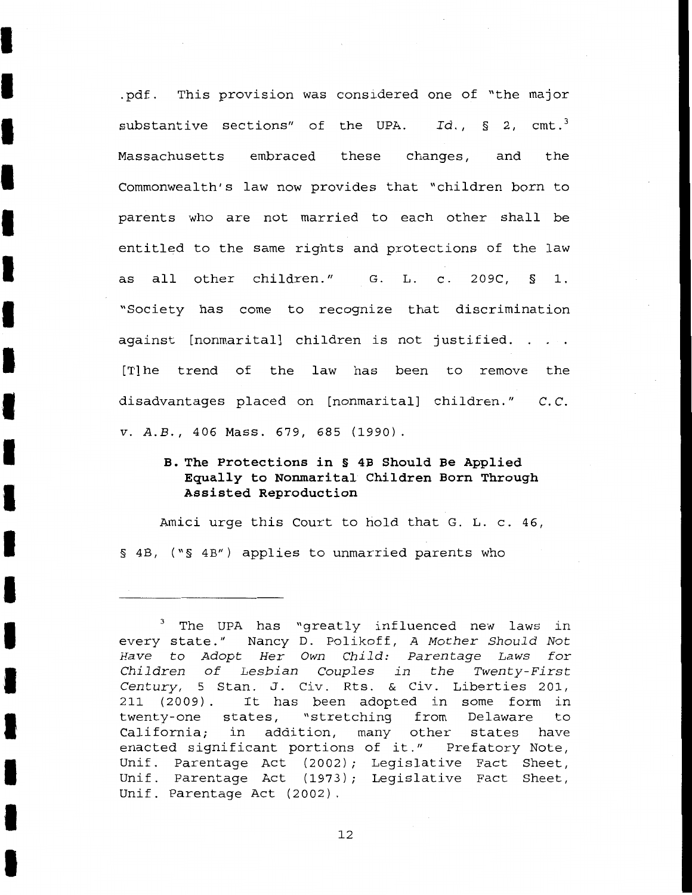.pdf. This provision was considered one of "the major substantive sections" of the UPA. *Id.*, § 2, cmt.[3] Massachusetts embraced these changes, and the Commonwealth's law now provides that "children born to parents who are not married to each other shall be entitled to the same rights and protections of the law as all other children." G. L. c. 209C, § 1. "Society has come to recognize that discrimination against [nonmarital] children is not justified. . . . [T]he trend of the law has been to remove the disadvantages placed on [nonmarital] children." *C.C. v. A.B.*, 406 Mass. 679, 685 (1990).

### B. The Protections in § 4B Should Be Applied Equally to Nonmarital Children Born Through Assisted Reproduction

Amici urge this Court to hold that G. L. c. 46, § 4B, ("§ 4B") applies to unmarried parents who

---

[3] The UPA has "greatly influenced new laws in every state." Nancy D. Polikoff, *A Mother Should Not Have to Adopt Her Own Child: Parentage Laws for Children of Lesbian Couples in the Twenty-First Century*, 5 Stan. J. Civ. Rts. & Civ. Liberties 201, 211 (2009). It has been adopted in some form in twenty-one states, "stretching from Delaware to California; in addition, many other states have enacted significant portions of it." Prefatory Note, Unif. Parentage Act (2002); Legislative Fact Sheet, Unif. Parentage Act (1973); Legislative Fact Sheet, Unif. Parentage Act (2002).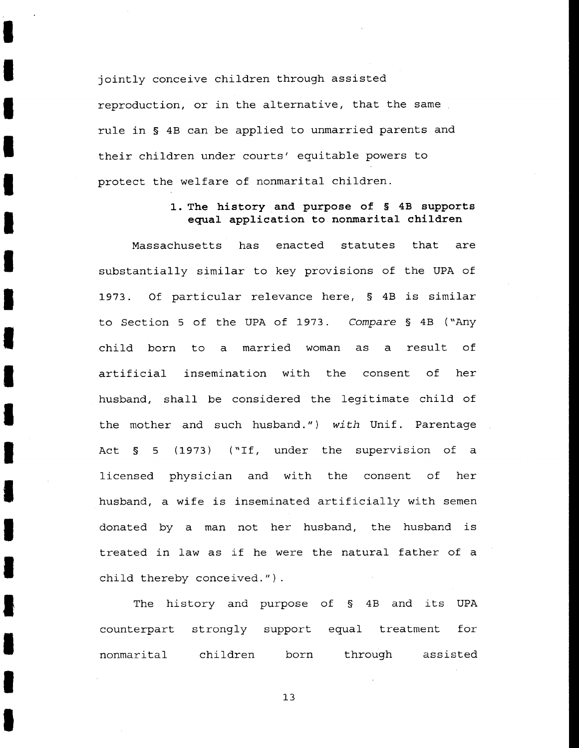jointly conceive children through assisted reproduction, or in the alternative, that the same rule in § 4B can be applied to unmarried parents and their children under courts' equitable powers to protect the welfare of nonmarital children.

### 1. The history and purpose of § 4B supports equal application to nonmarital children

Massachusetts has enacted statutes that are substantially similar to key provisions of the UPA of 1973. Of particular relevance here, § 4B is similar to Section 5 of the UPA of 1973. *Compare* § 4B ("Any child born to a married woman as a result of artificial insemination with the consent of her husband, shall be considered the legitimate child of the mother and such husband.") *with* Unif. Parentage Act § 5 (1973) ("If, under the supervision of a licensed physician and with the consent of her husband, a wife is inseminated artificially with semen donated by a man not her husband, the husband is treated in law as if he were the natural father of a child thereby conceived.").

The history and purpose of § 4B and its UPA counterpart strongly support equal treatment for nonmarital children born through assisted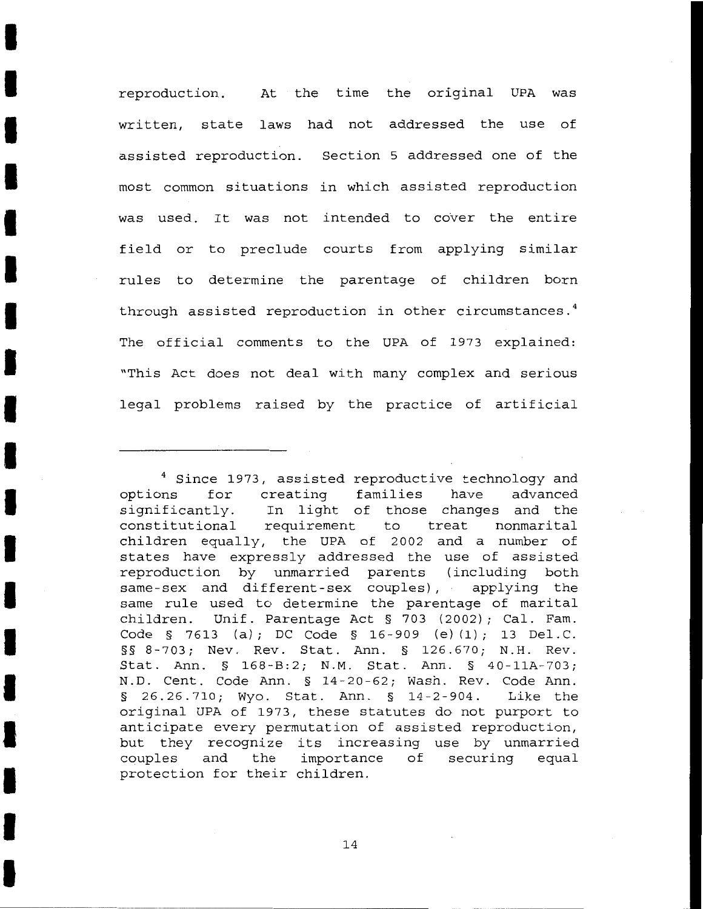reproduction. At the time the original UPA was written, state laws had not addressed the use of assisted reproduction. Section 5 addressed one of the most common situations in which assisted reproduction was used. It was not intended to cover the entire field or to preclude courts from applying similar rules to determine the parentage of children born through assisted reproduction in other circumstances.[4] The official comments to the UPA of 1973 explained: "This Act does not deal with many complex and serious legal problems raised by the practice of artificial

---

[4] Since 1973, assisted reproductive technology and options for creating families have advanced significantly. In light of those changes and the constitutional requirement to treat nonmarital children equally, the UPA of 2002 and a number of states have expressly addressed the use of assisted reproduction by unmarried parents (including both same-sex and different-sex couples), applying the same rule used to determine the parentage of marital children. Unif. Parentage Act § 703 (2002); Cal. Fam. Code § 7613 (a); DC Code § 16-909 (e)(1); 13 Del.C. §§ 8-703; Nev. Rev. Stat. Ann. § 126.670; N.H. Rev. Stat. Ann. § 168-B:2; N.M. Stat. Ann. § 40-11A-703; N.D. Cent. Code Ann. § 14-20-62; Wash. Rev. Code Ann. § 26.26.710; Wyo. Stat. Ann. § 14-2-904. Like the original UPA of 1973, these statutes do not purport to anticipate every permutation of assisted reproduction, but they recognize its increasing use by unmarried couples and the importance of securing equal protection for their children.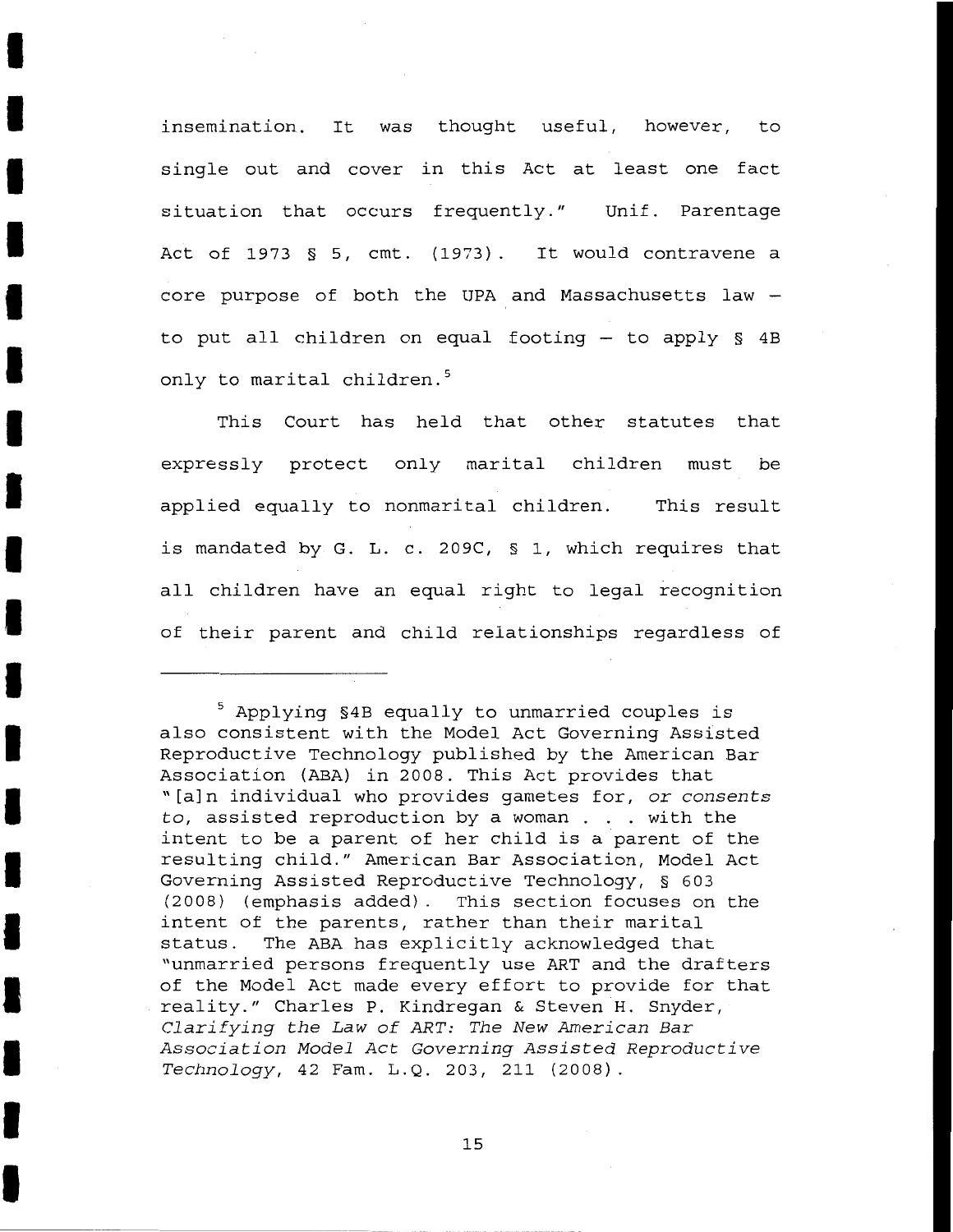insemination. It was thought useful, however, to single out and cover in this Act at least one fact situation that occurs frequently." Unif. Parentage Act of 1973 § 5, cmt. (1973). It would contravene a core purpose of both the UPA and Massachusetts law – to put all children on equal footing – to apply § 4B only to marital children.[5]

This Court has held that other statutes that expressly protect only marital children must be applied equally to nonmarital children. This result is mandated by G. L. c. 209C, § 1, which requires that all children have an equal right to legal recognition of their parent and child relationships regardless of

---

[5] Applying §4B equally to unmarried couples is also consistent with the Model Act Governing Assisted Reproductive Technology published by the American Bar Association (ABA) in 2008. This Act provides that "[a]n individual who provides gametes for, *or consents to*, assisted reproduction by a woman . . . with the intent to be a parent of her child is a parent of the resulting child." American Bar Association, Model Act Governing Assisted Reproductive Technology, § 603 (2008) (emphasis added). This section focuses on the intent of the parents, rather than their marital status. The ABA has explicitly acknowledged that "unmarried persons frequently use ART and the drafters of the Model Act made every effort to provide for that reality." Charles P. Kindregan & Steven H. Snyder, *Clarifying the Law of ART: The New American Bar Association Model Act Governing Assisted Reproductive Technology*, 42 Fam. L.Q. 203, 211 (2008).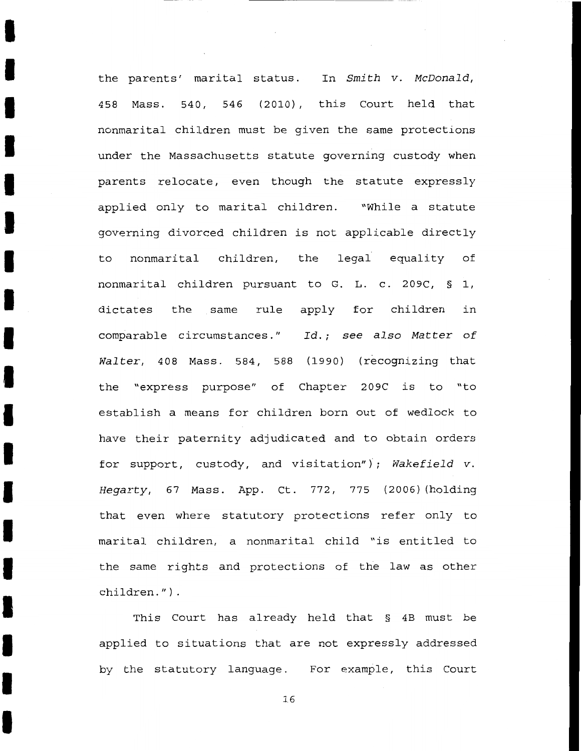the parents' marital status. In *Smith v. McDonald*, 458 Mass. 540, 546 (2010), this Court held that nonmarital children must be given the same protections under the Massachusetts statute governing custody when parents relocate, even though the statute expressly applied only to marital children. "While a statute governing divorced children is not applicable directly to nonmarital children, the legal equality of nonmarital children pursuant to G. L. c. 209C, § 1, dictates the same rule apply for children in comparable circumstances." *Id.*; *see also Matter of Walter*, 408 Mass. 584, 588 (1990) (recognizing that the "express purpose" of Chapter 209C is to "to establish a means for children born out of wedlock to have their paternity adjudicated and to obtain orders for support, custody, and visitation"); *Wakefield v. Hegarty*, 67 Mass. App. Ct. 772, 775 (2006)(holding that even where statutory protections refer only to marital children, a nonmarital child "is entitled to the same rights and protections of the law as other children.").

This Court has already held that § 4B must be applied to situations that are not expressly addressed by the statutory language. For example, this Court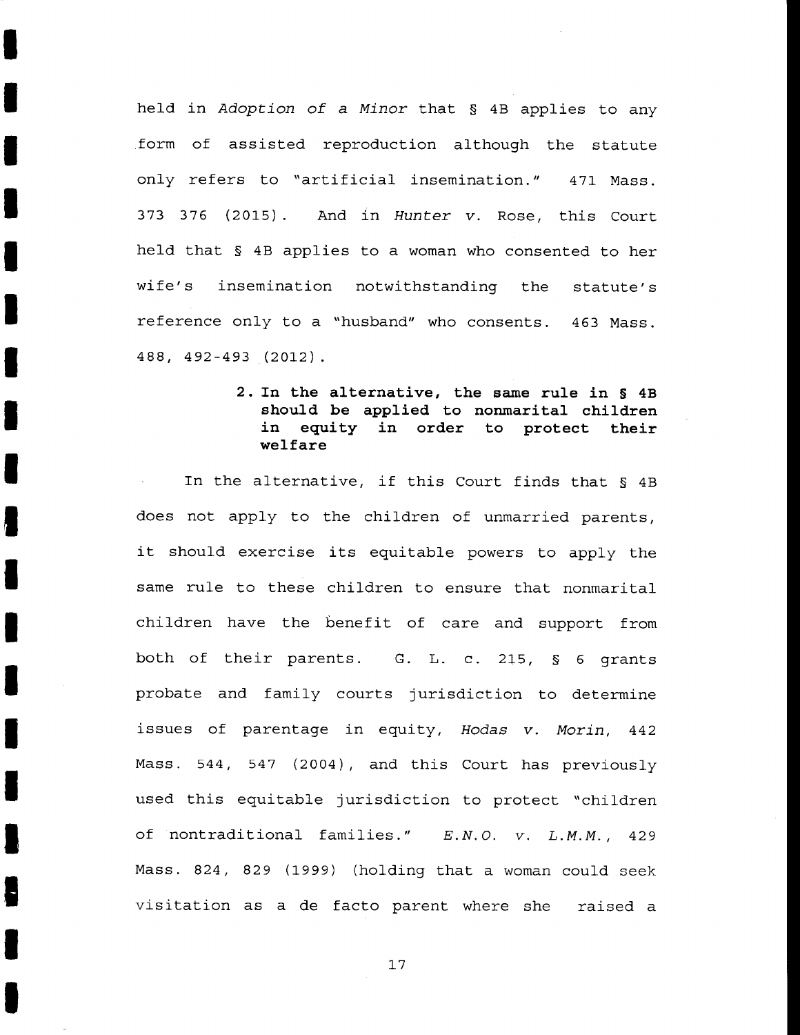held in *Adoption of a Minor* that § 4B applies to any form of assisted reproduction although the statute only refers to "artificial insemination." 471 Mass. 373 376 (2015). And in *Hunter v.* Rose, this Court held that § 4B applies to a woman who consented to her wife's insemination notwithstanding the statute's reference only to a "husband" who consents. 463 Mass. 488, 492-493 (2012).

**2. In the alternative, the same rule in § 4B should be applied to nonmarital children in equity in order to protect their welfare**

In the alternative, if this Court finds that § 4B does not apply to the children of unmarried parents, it should exercise its equitable powers to apply the same rule to these children to ensure that nonmarital children have the benefit of care and support from both of their parents. G. L. c. 215, § 6 grants probate and family courts jurisdiction to determine issues of parentage in equity, *Hodas v. Morin*, 442 Mass. 544, 547 (2004), and this Court has previously used this equitable jurisdiction to protect "children of nontraditional families." *E.N.O. v. L.M.M.*, 429 Mass. 824, 829 (1999) (holding that a woman could seek visitation as a de facto parent where she raised a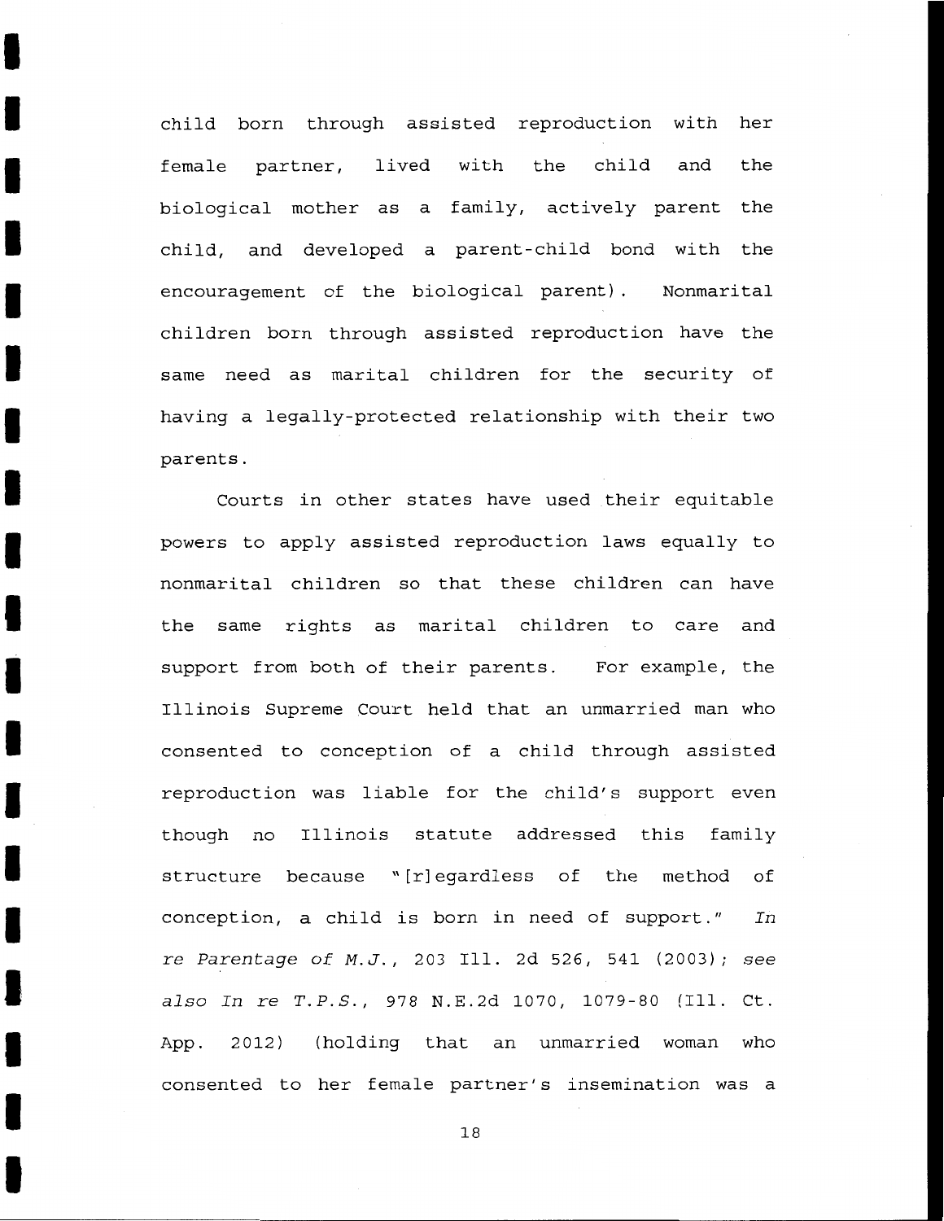child born through assisted reproduction with her female partner, lived with the child and the biological mother as a family, actively parent the child, and developed a parent-child bond with the encouragement of the biological parent). Nonmarital children born through assisted reproduction have the same need as marital children for the security of having a legally-protected relationship with their two parents.

Courts in other states have used their equitable powers to apply assisted reproduction laws equally to nonmarital children so that these children can have the same rights as marital children to care and support from both of their parents. For example, the Illinois Supreme Court held that an unmarried man who consented to conception of a child through assisted reproduction was liable for the child's support even though no Illinois statute addressed this family structure because "[r]egardless of the method of conception, a child is born in need of support." *In re Parentage of M.J.*, 203 Ill. 2d 526, 541 (2003); *see also In re T.P.S.*, 978 N.E.2d 1070, 1079-80 (Ill. Ct. App. 2012) (holding that an unmarried woman who consented to her female partner's insemination was a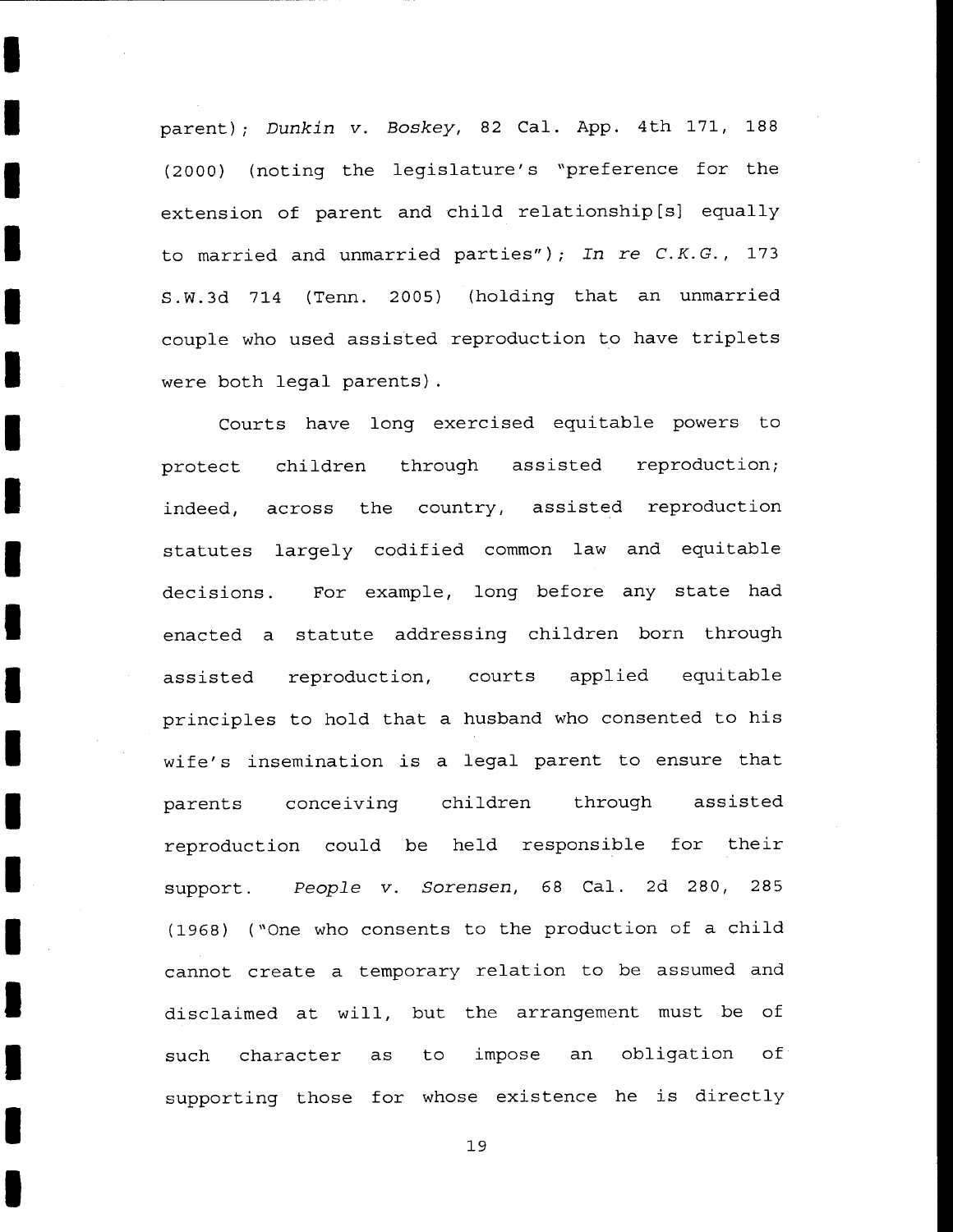parent); *Dunkin v. Boskey*, 82 Cal. App. 4th 171, 188 (2000) (noting the legislature's "preference for the extension of parent and child relationship[s] equally to married and unmarried parties"); *In re C.K.G.*, 173 S.W.3d 714 (Tenn. 2005) (holding that an unmarried couple who used assisted reproduction to have triplets were both legal parents).

Courts have long exercised equitable powers to protect children through assisted reproduction; indeed, across the country, assisted reproduction statutes largely codified common law and equitable decisions. For example, long before any state had enacted a statute addressing children born through assisted reproduction, courts applied equitable principles to hold that a husband who consented to his wife's insemination is a legal parent to ensure that parents conceiving children through assisted reproduction could be held responsible for their support. *People v. Sorensen*, 68 Cal. 2d 280, 285 (1968) ("One who consents to the production of a child cannot create a temporary relation to be assumed and disclaimed at will, but the arrangement must be of such character as to impose an obligation of supporting those for whose existence he is directly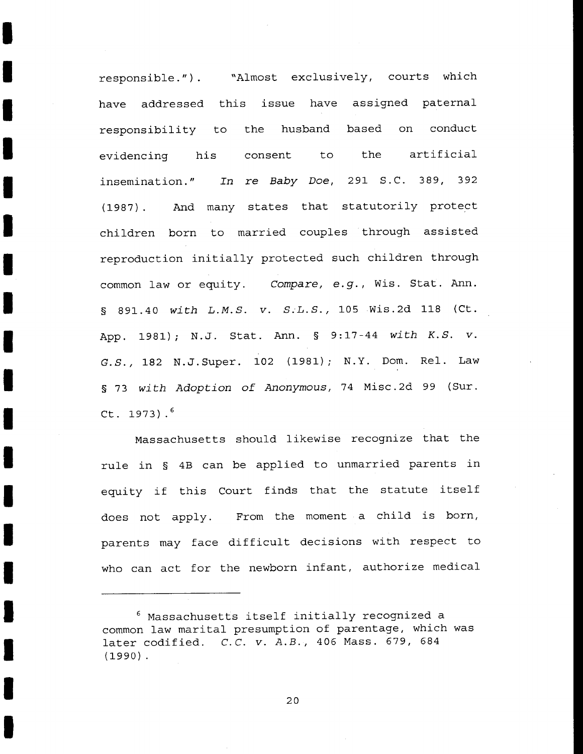responsible."). "Almost exclusively, courts which have addressed this issue have assigned paternal responsibility to the husband based on conduct evidencing his consent to the artificial insemination." *In re Baby Doe*, 291 S.C. 389, 392 (1987). And many states that statutorily protect children born to married couples through assisted reproduction initially protected such children through common law or equity. *Compare, e.g.*, Wis. Stat. Ann. § 891.40 *with L.M.S. v. S.L.S.*, 105 Wis.2d 118 (Ct. App. 1981); N.J. Stat. Ann. § 9:17-44 *with K.S. v. G.S.*, 182 N.J.Super. 102 (1981); N.Y. Dom. Rel. Law § 73 *with Adoption of Anonymous*, 74 Misc.2d 99 (Sur. Ct. 1973).[6]

Massachusetts should likewise recognize that the rule in § 4B can be applied to unmarried parents in equity if this Court finds that the statute itself does not apply. From the moment a child is born, parents may face difficult decisions with respect to who can act for the newborn infant, authorize medical

---

[6] Massachusetts itself initially recognized a common law marital presumption of parentage, which was later codified. *C.C. v. A.B.*, 406 Mass. 679, 684 (1990).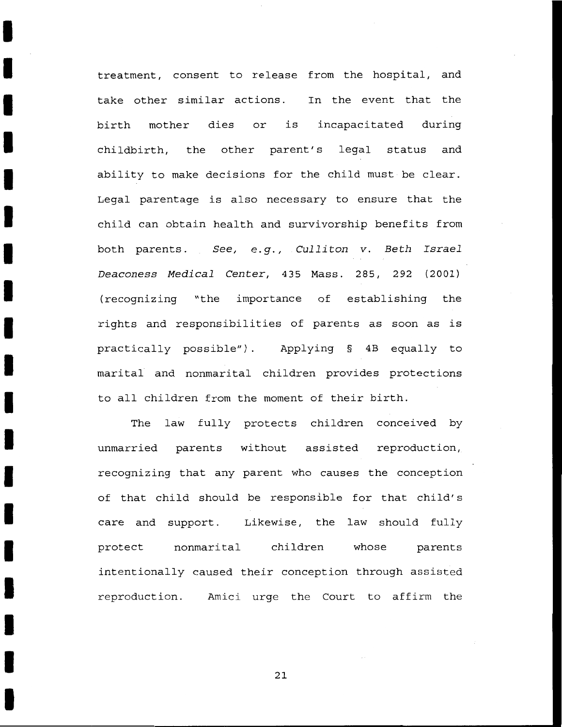treatment, consent to release from the hospital, and take other similar actions. In the event that the birth mother dies or is incapacitated during childbirth, the other parent's legal status and ability to make decisions for the child must be clear. Legal parentage is also necessary to ensure that the child can obtain health and survivorship benefits from both parents. *See, e.g., Culliton v. Beth Israel Deaconess Medical Center*, 435 Mass. 285, 292 (2001) (recognizing "the importance of establishing the rights and responsibilities of parents as soon as is practically possible"). Applying § 4B equally to marital and nonmarital children provides protections to all children from the moment of their birth.

The law fully protects children conceived by unmarried parents without assisted reproduction, recognizing that any parent who causes the conception of that child should be responsible for that child's care and support. Likewise, the law should fully protect nonmarital children whose parents intentionally caused their conception through assisted reproduction. Amici urge the Court to affirm the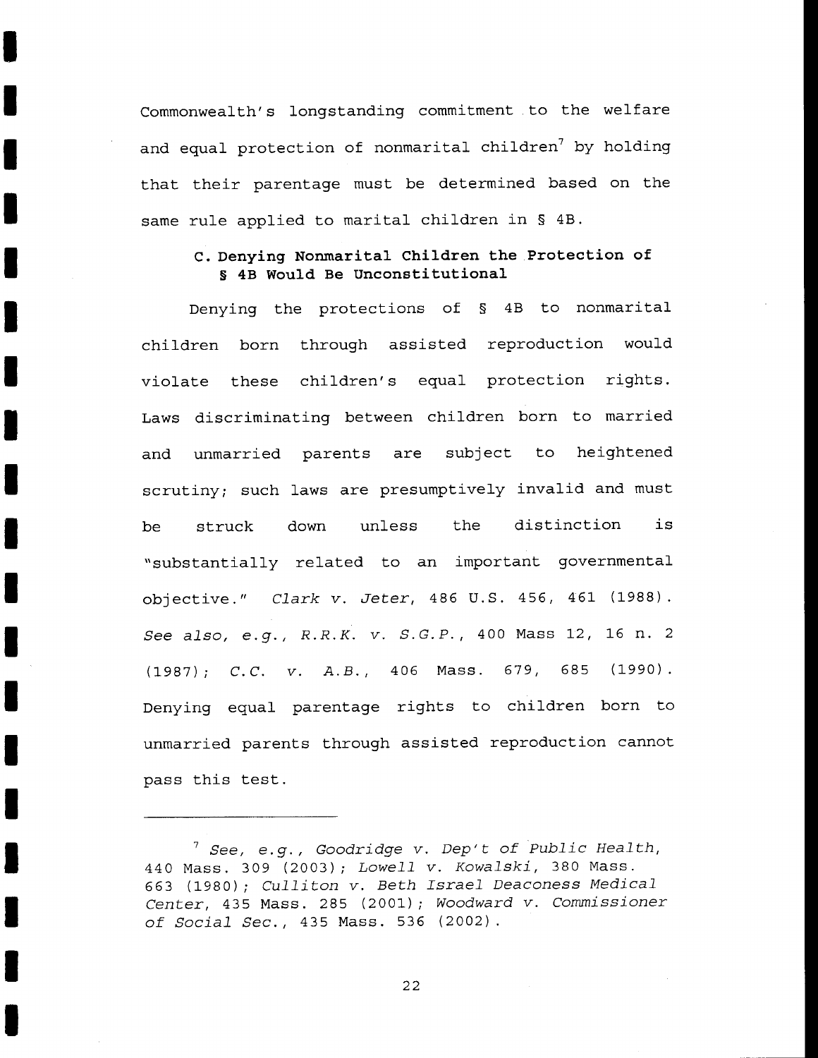Commonwealth's longstanding commitment to the welfare and equal protection of nonmarital children[7] by holding that their parentage must be determined based on the same rule applied to marital children in § 4B.

### C. Denying Nonmarital Children the Protection of § 4B Would Be Unconstitutional

Denying the protections of § 4B to nonmarital children born through assisted reproduction would violate these children's equal protection rights. Laws discriminating between children born to married and unmarried parents are subject to heightened scrutiny; such laws are presumptively invalid and must be struck down unless the distinction is "substantially related to an important governmental objective." *Clark v. Jeter*, 486 U.S. 456, 461 (1988). *See also, e.g., R.R.K. v. S.G.P.*, 400 Mass 12, 16 n. 2 (1987); *C.C. v. A.B.*, 406 Mass. 679, 685 (1990). Denying equal parentage rights to children born to unmarried parents through assisted reproduction cannot pass this test.

---

[7] *See, e.g., Goodridge v. Dep't of Public Health*, 440 Mass. 309 (2003); *Lowell v. Kowalski*, 380 Mass. 663 (1980); *Culliton v. Beth Israel Deaconess Medical Center*, 435 Mass. 285 (2001); *Woodward v. Commissioner of Social Sec.*, 435 Mass. 536 (2002).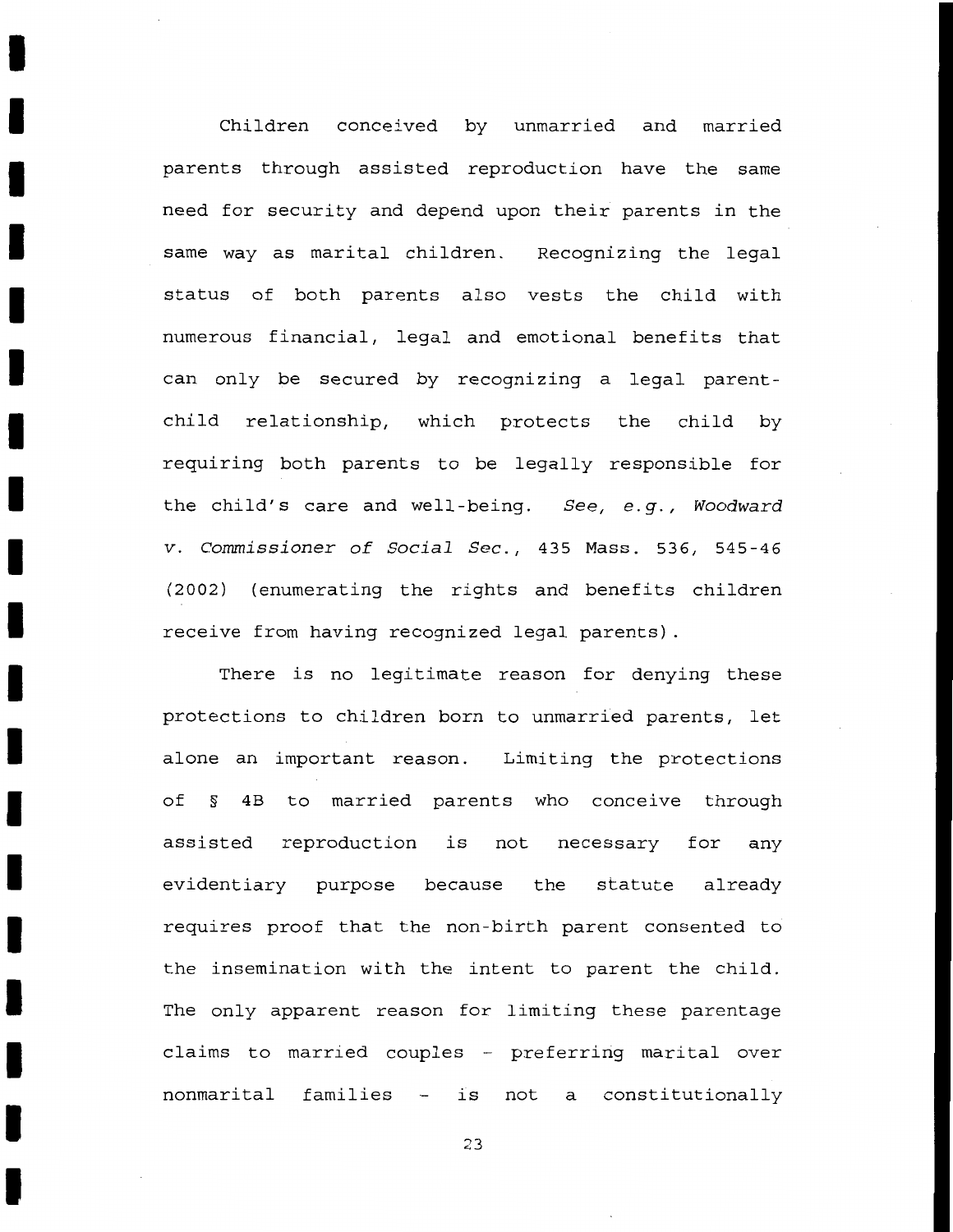Children conceived by unmarried and married parents through assisted reproduction have the same need for security and depend upon their parents in the same way as marital children. Recognizing the legal status of both parents also vests the child with numerous financial, legal and emotional benefits that can only be secured by recognizing a legal parent-child relationship, which protects the child by requiring both parents to be legally responsible for the child's care and well-being. *See, e.g.*, *Woodward v. Commissioner of Social Sec.*, 435 Mass. 536, 545-46 (2002) (enumerating the rights and benefits children receive from having recognized legal parents).

There is no legitimate reason for denying these protections to children born to unmarried parents, let alone an important reason. Limiting the protections of § 4B to married parents who conceive through assisted reproduction is not necessary for any evidentiary purpose because the statute already requires proof that the non-birth parent consented to the insemination with the intent to parent the child. The only apparent reason for limiting these parentage claims to married couples - preferring marital over nonmarital families - is not a constitutionally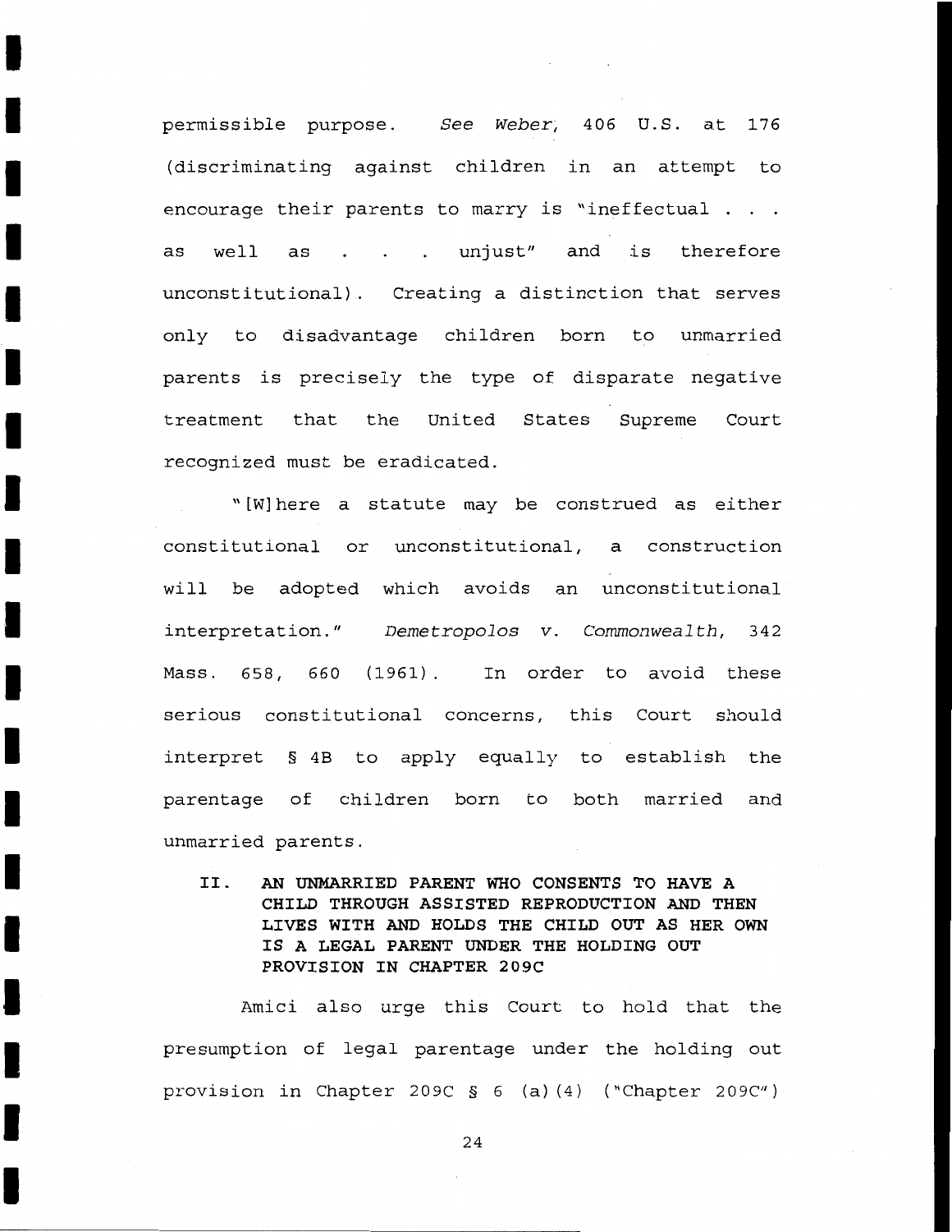permissible purpose. *See Weber*, 406 U.S. at 176 (discriminating against children in an attempt to encourage their parents to marry is "ineffectual . . . as well as . . . unjust" and is therefore unconstitutional). Creating a distinction that serves only to disadvantage children born to unmarried parents is precisely the type of disparate negative treatment that the United States Supreme Court recognized must be eradicated.

"[W]here a statute may be construed as either constitutional or unconstitutional, a construction will be adopted which avoids an unconstitutional interpretation." *Demetropolos v. Commonwealth*, 342 Mass. 658, 660 (1961). In order to avoid these serious constitutional concerns, this Court should interpret § 4B to apply equally to establish the parentage of children born to both married and unmarried parents.

## II. AN UNMARRIED PARENT WHO CONSENTS TO HAVE A CHILD THROUGH ASSISTED REPRODUCTION AND THEN LIVES WITH AND HOLDS THE CHILD OUT AS HER OWN IS A LEGAL PARENT UNDER THE HOLDING OUT PROVISION IN CHAPTER 209C

Amici also urge this Court to hold that the presumption of legal parentage under the holding out provision in Chapter 209C § 6 (a)(4) ("Chapter 209C")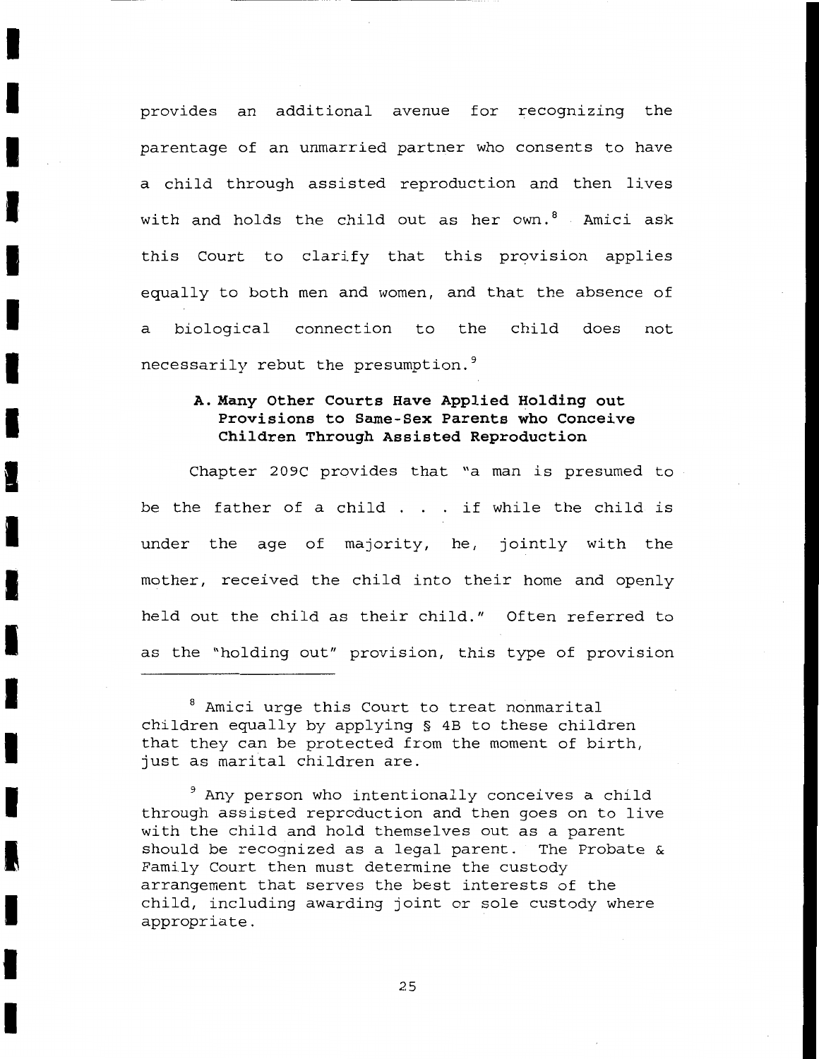provides an additional avenue for recognizing the parentage of an unmarried partner who consents to have a child through assisted reproduction and then lives with and holds the child out as her own.[8] Amici ask this Court to clarify that this provision applies equally to both men and women, and that the absence of a biological connection to the child does not necessarily rebut the presumption.[9]

### A. Many Other Courts Have Applied Holding out Provisions to Same-Sex Parents who Conceive Children Through Assisted Reproduction

Chapter 209C provides that "a man is presumed to be the father of a child . . . if while the child is under the age of majority, he, jointly with the mother, received the child into their home and openly held out the child as their child." Often referred to as the "holding out" provision, this type of provision

---

[8] Amici urge this Court to treat nonmarital children equally by applying § 4B to these children that they can be protected from the moment of birth, just as marital children are.

[9] Any person who intentionally conceives a child through assisted reproduction and then goes on to live with the child and hold themselves out as a parent should be recognized as a legal parent. The Probate & Family Court then must determine the custody arrangement that serves the best interests of the child, including awarding joint or sole custody where appropriate.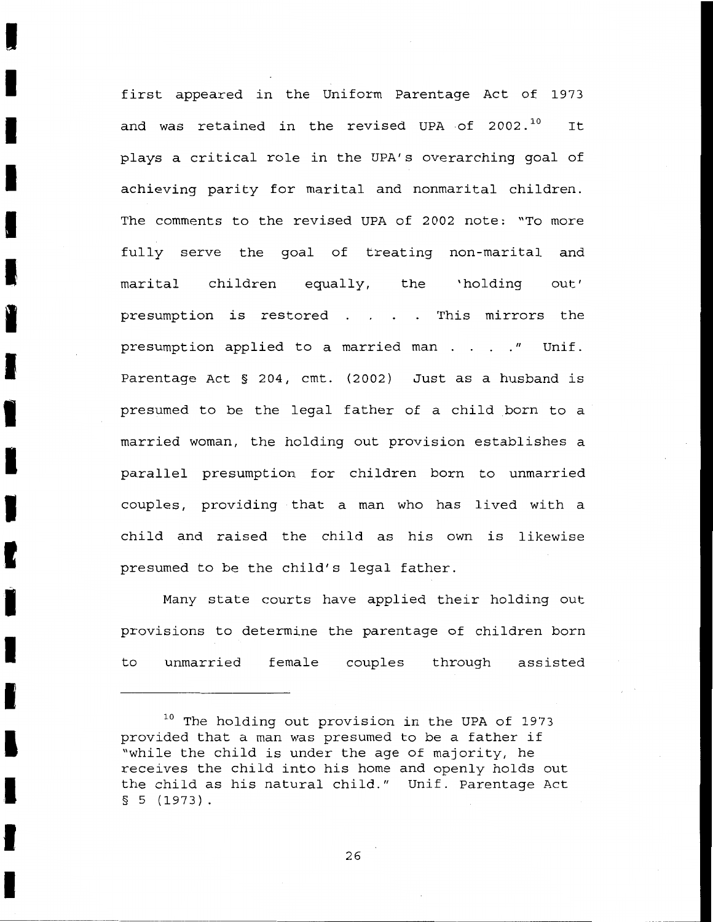first appeared in the Uniform Parentage Act of 1973 and was retained in the revised UPA of 2002.[10] It plays a critical role in the UPA's overarching goal of achieving parity for marital and nonmarital children. The comments to the revised UPA of 2002 note: "To more fully serve the goal of treating non-marital and marital children equally, the 'holding out' presumption is restored . . . . This mirrors the presumption applied to a married man . . . ." Unif. Parentage Act § 204, cmt. (2002) Just as a husband is presumed to be the legal father of a child born to a married woman, the holding out provision establishes a parallel presumption for children born to unmarried couples, providing that a man who has lived with a child and raised the child as his own is likewise presumed to be the child's legal father.

Many state courts have applied their holding out provisions to determine the parentage of children born to unmarried female couples through assisted

---

[10] The holding out provision in the UPA of 1973 provided that a man was presumed to be a father if "while the child is under the age of majority, he receives the child into his home and openly holds out the child as his natural child." Unif. Parentage Act § 5 (1973).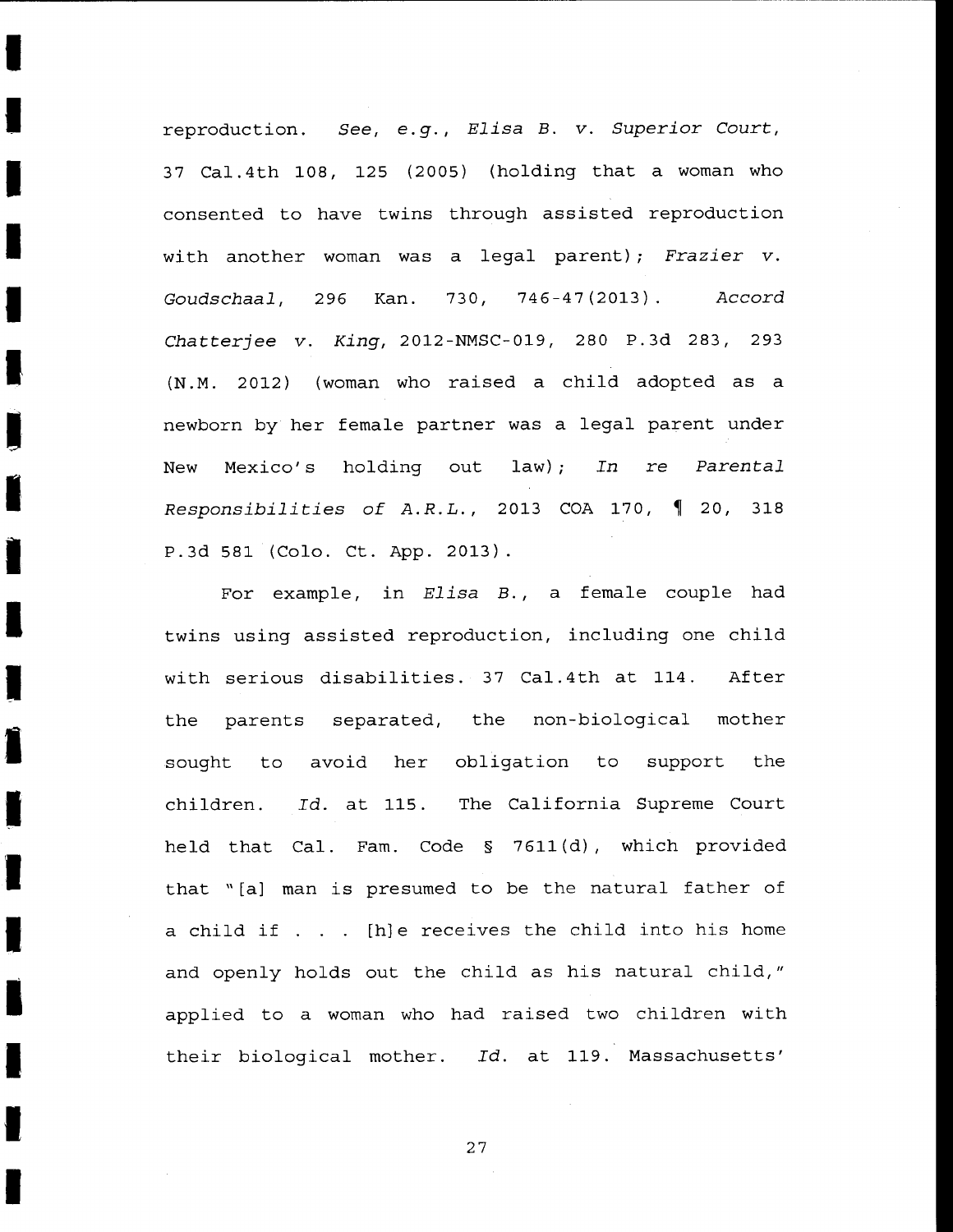reproduction. *See, e.g.*, *Elisa B. v. Superior Court*, 37 Cal.4th 108, 125 (2005) (holding that a woman who consented to have twins through assisted reproduction with another woman was a legal parent); *Frazier v. Goudschaal*, 296 Kan. 730, 746-47(2013). *Accord Chatterjee v. King*, 2012-NMSC-019, 280 P.3d 283, 293 (N.M. 2012) (woman who raised a child adopted as a newborn by her female partner was a legal parent under New Mexico's holding out law); *In re Parental Responsibilities of A.R.L.*, 2013 COA 170, ¶ 20, 318 P.3d 581 (Colo. Ct. App. 2013).

For example, in *Elisa B.*, a female couple had twins using assisted reproduction, including one child with serious disabilities. 37 Cal.4th at 114. After the parents separated, the non-biological mother sought to avoid her obligation to support the children. *Id.* at 115. The California Supreme Court held that Cal. Fam. Code § 7611(d), which provided that "[a] man is presumed to be the natural father of a child if . . . [h]e receives the child into his home and openly holds out the child as his natural child," applied to a woman who had raised two children with their biological mother. *Id.* at 119. Massachusetts'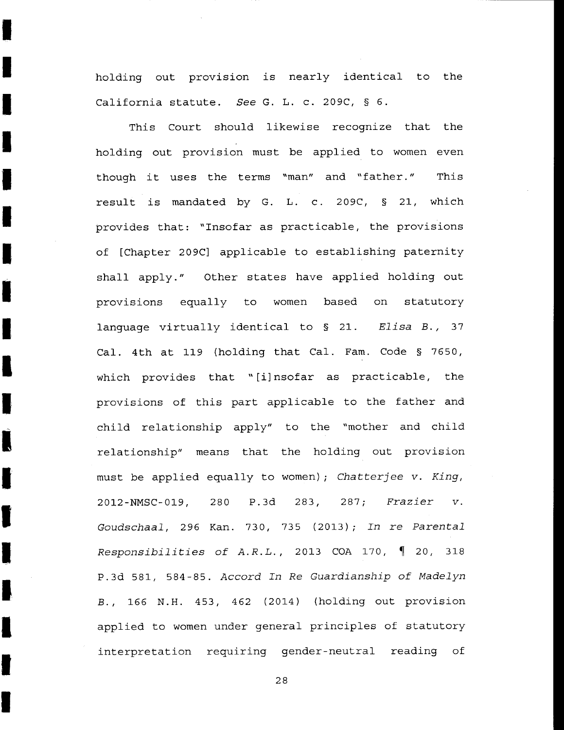holding out provision is nearly identical to the California statute. *See* G. L. c. 209C, § 6.

This Court should likewise recognize that the holding out provision must be applied to women even though it uses the terms "man" and "father." This result is mandated by G. L. c. 209C, § 21, which provides that: "Insofar as practicable, the provisions of [Chapter 209C] applicable to establishing paternity shall apply." Other states have applied holding out provisions equally to women based on statutory language virtually identical to § 21. *Elisa B.*, 37 Cal. 4th at 119 (holding that Cal. Fam. Code § 7650, which provides that "[i]nsofar as practicable, the provisions of this part applicable to the father and child relationship apply" to the "mother and child relationship" means that the holding out provision must be applied equally to women); *Chatterjee v. King*, 2012-NMSC-019, 280 P.3d 283, 287; *Frazier v. Goudschaal*, 296 Kan. 730, 735 (2013); *In re Parental Responsibilities of A.R.L.*, 2013 COA 170, ¶ 20, 318 P.3d 581, 584-85. *Accord In Re Guardianship of Madelyn B.*, 166 N.H. 453, 462 (2014) (holding out provision applied to women under general principles of statutory interpretation requiring gender-neutral reading of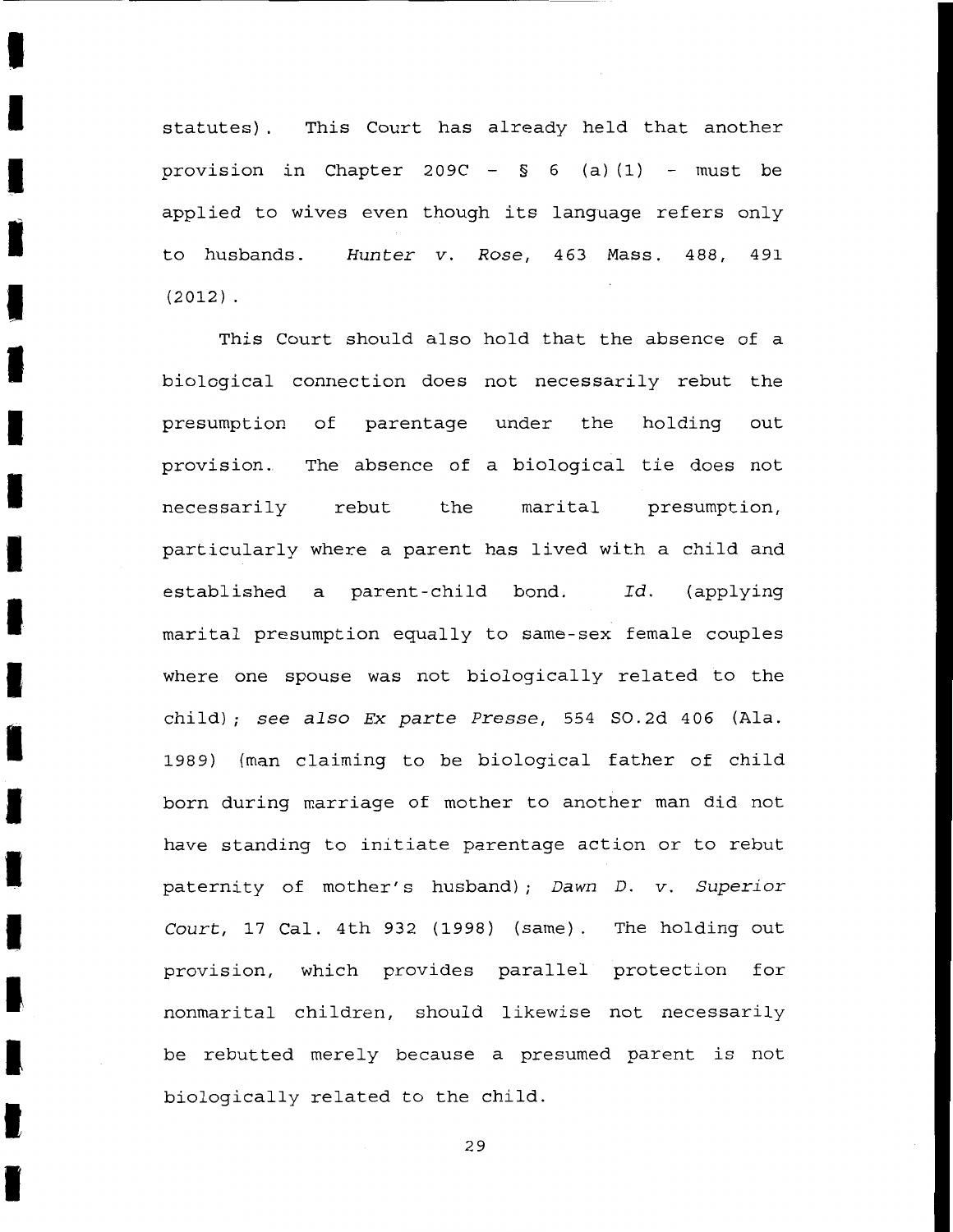statutes). This Court has already held that another provision in Chapter 209C – § 6 (a)(1) – must be applied to wives even though its language refers only to husbands. *Hunter v. Rose*, 463 Mass. 488, 491 (2012).

This Court should also hold that the absence of a biological connection does not necessarily rebut the presumption of parentage under the holding out provision. The absence of a biological tie does not necessarily rebut the marital presumption, particularly where a parent has lived with a child and established a parent-child bond. *Id.* (applying marital presumption equally to same-sex female couples where one spouse was not biologically related to the child); *see also Ex parte Presse*, 554 SO.2d 406 (Ala. 1989) (man claiming to be biological father of child born during marriage of mother to another man did not have standing to initiate parentage action or to rebut paternity of mother's husband); *Dawn D. v. Superior Court*, 17 Cal. 4th 932 (1998) (same). The holding out provision, which provides parallel protection for nonmarital children, should likewise not necessarily be rebutted merely because a presumed parent is not biologically related to the child.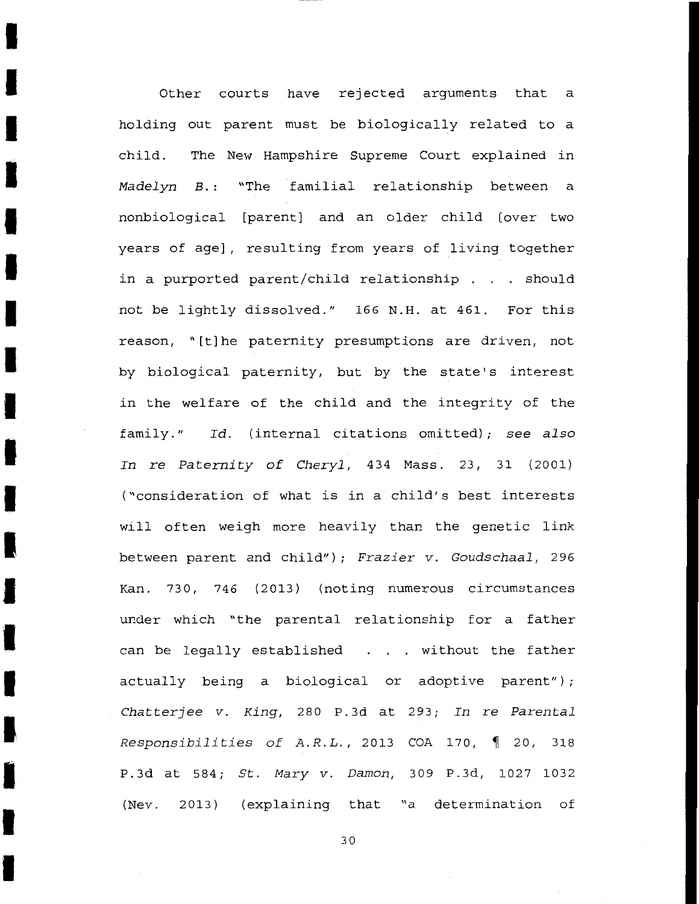Other courts have rejected arguments that a holding out parent must be biologically related to a child. The New Hampshire Supreme Court explained in *Madelyn B.*: "The familial relationship between a nonbiological [parent] and an older child [over two years of age], resulting from years of living together in a purported parent/child relationship . . . should not be lightly dissolved." 166 N.H. at 461. For this reason, "[t]he paternity presumptions are driven, not by biological paternity, but by the state's interest in the welfare of the child and the integrity of the family." *Id.* (internal citations omitted); *see also In re Paternity of Cheryl*, 434 Mass. 23, 31 (2001) ("consideration of what is in a child's best interests will often weigh more heavily than the genetic link between parent and child"); *Frazier v. Goudschaal*, 296 Kan. 730, 746 (2013) (noting numerous circumstances under which "the parental relationship for a father can be legally established . . . without the father actually being a biological or adoptive parent"); *Chatterjee v. King*, 280 P.3d at 293; *In re Parental Responsibilities of A.R.L.*, 2013 COA 170, ¶ 20, 318 P.3d at 584; *St. Mary v. Damon*, 309 P.3d, 1027 1032 (Nev. 2013) (explaining that "a determination of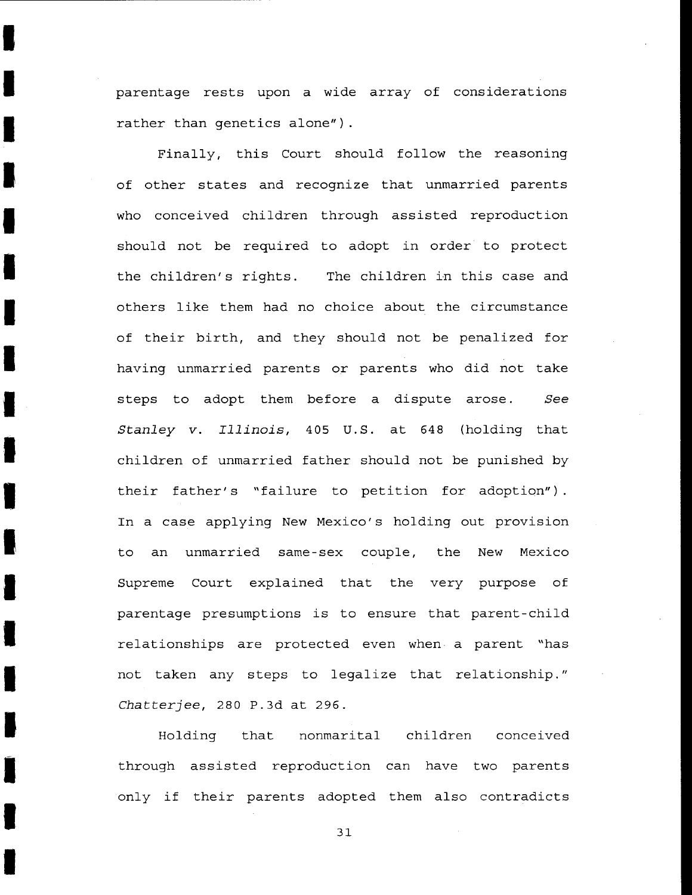parentage rests upon a wide array of considerations rather than genetics alone").

Finally, this Court should follow the reasoning of other states and recognize that unmarried parents who conceived children through assisted reproduction should not be required to adopt in order to protect the children's rights. The children in this case and others like them had no choice about the circumstance of their birth, and they should not be penalized for having unmarried parents or parents who did not take steps to adopt them before a dispute arose. *See Stanley v. Illinois*, 405 U.S. at 648 (holding that children of unmarried father should not be punished by their father's "failure to petition for adoption"). In a case applying New Mexico's holding out provision to an unmarried same-sex couple, the New Mexico Supreme Court explained that the very purpose of parentage presumptions is to ensure that parent-child relationships are protected even when a parent "has not taken any steps to legalize that relationship." *Chatterjee*, 280 P.3d at 296.

Holding that nonmarital children conceived through assisted reproduction can have two parents only if their parents adopted them also contradicts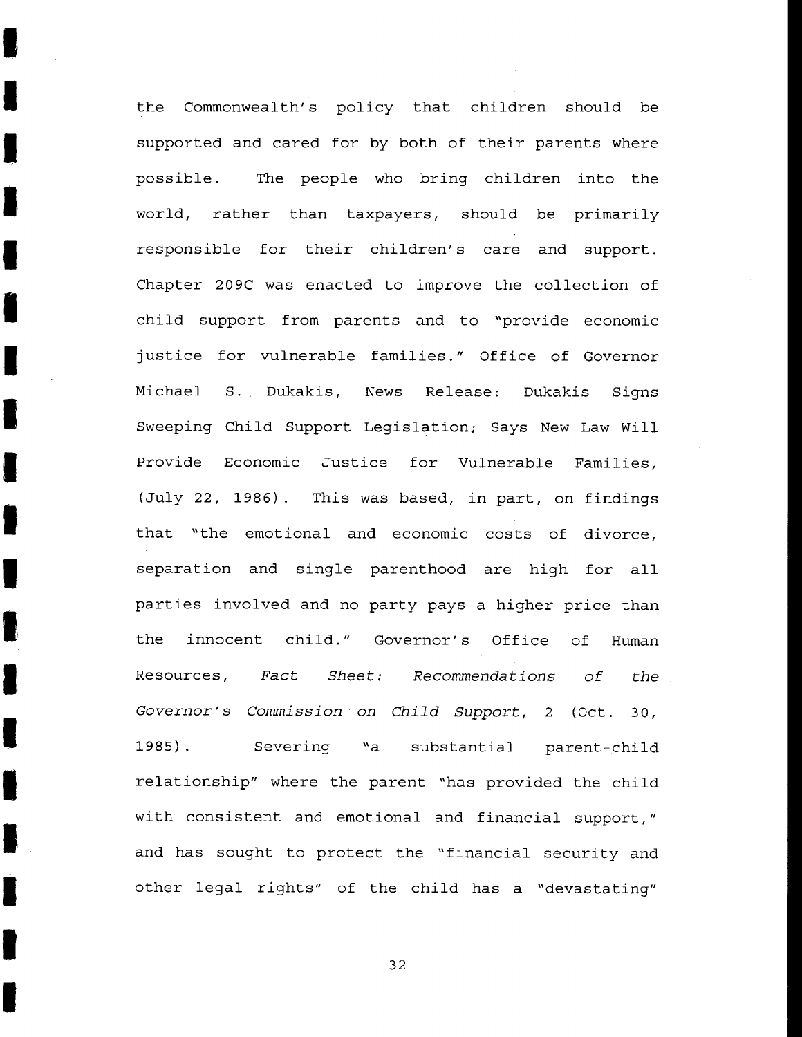the Commonwealth's policy that children should be supported and cared for by both of their parents where possible. The people who bring children into the world, rather than taxpayers, should be primarily responsible for their children's care and support. Chapter 209C was enacted to improve the collection of child support from parents and to "provide economic justice for vulnerable families." Office of Governor Michael S. Dukakis, News Release: Dukakis Signs Sweeping Child Support Legislation; Says New Law Will Provide Economic Justice for Vulnerable Families, (July 22, 1986). This was based, in part, on findings that "the emotional and economic costs of divorce, separation and single parenthood are high for all parties involved and no party pays a higher price than the innocent child." Governor's Office of Human Resources, *Fact Sheet: Recommendations of the Governor's Commission on Child Support*, 2 (Oct. 30, 1985). Severing "a substantial parent-child relationship" where the parent "has provided the child with consistent and emotional and financial support," and has sought to protect the "financial security and other legal rights" of the child has a "devastating"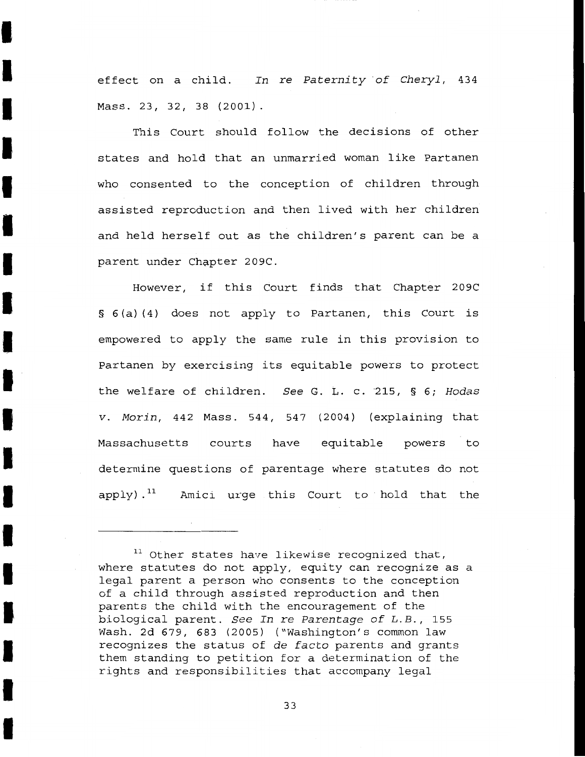effect on a child. *In re Paternity of Cheryl*, 434 Mass. 23, 32, 38 (2001).

This Court should follow the decisions of other states and hold that an unmarried woman like Partanen who consented to the conception of children through assisted reproduction and then lived with her children and held herself out as the children's parent can be a parent under Chapter 209C.

However, if this Court finds that Chapter 209C § 6(a)(4) does not apply to Partanen, this Court is empowered to apply the same rule in this provision to Partanen by exercising its equitable powers to protect the welfare of children. *See* G. L. c. 215, § 6; *Hodas v. Morin*, 442 Mass. 544, 547 (2004) (explaining that Massachusetts courts have equitable powers to determine questions of parentage where statutes do not apply).[11] Amici urge this Court to hold that the

---

[11] Other states have likewise recognized that, where statutes do not apply, equity can recognize as a legal parent a person who consents to the conception of a child through assisted reproduction and then parents the child with the encouragement of the biological parent. *See In re Parentage of L.B.*, 155 Wash. 2d 679, 683 (2005) ("Washington's common law recognizes the status of *de facto* parents and grants them standing to petition for a determination of the rights and responsibilities that accompany legal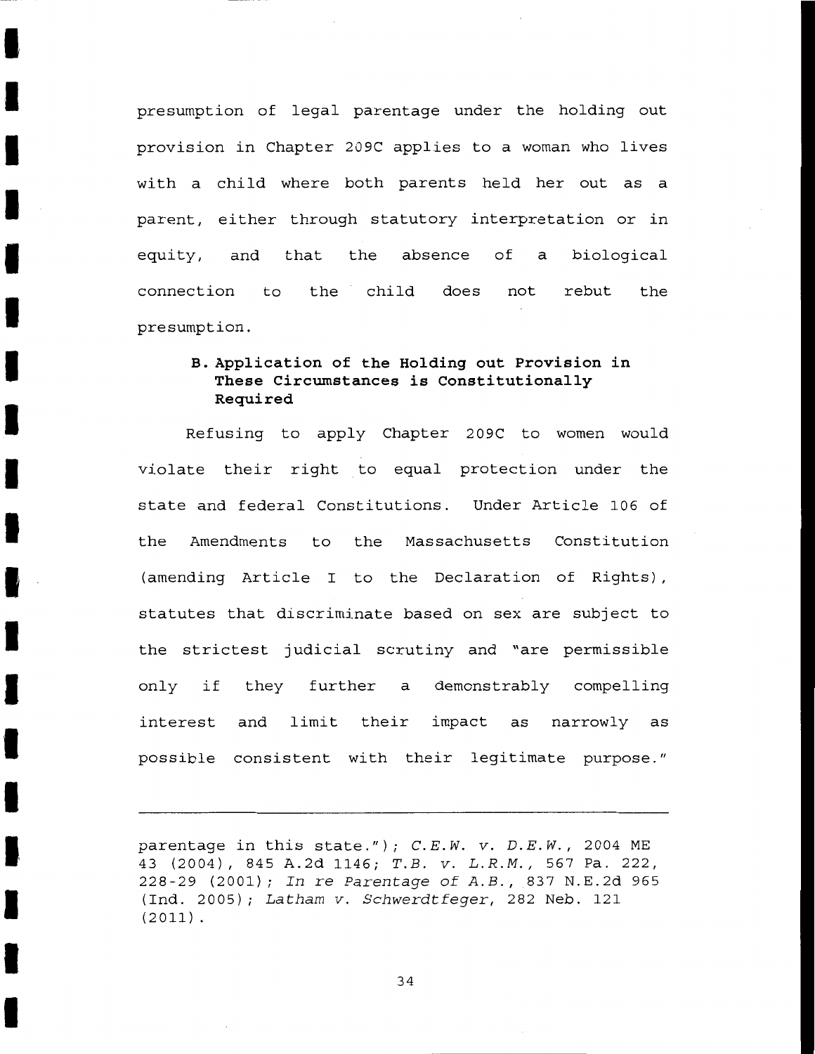presumption of legal parentage under the holding out provision in Chapter 209C applies to a woman who lives with a child where both parents held her out as a parent, either through statutory interpretation or in equity, and that the absence of a biological connection to the child does not rebut the presumption.

### B. Application of the Holding out Provision in These Circumstances is Constitutionally Required

Refusing to apply Chapter 209C to women would violate their right to equal protection under the state and federal Constitutions. Under Article 106 of the Amendments to the Massachusetts Constitution (amending Article I to the Declaration of Rights), statutes that discriminate based on sex are subject to the strictest judicial scrutiny and "are permissible only if they further a demonstrably compelling interest and limit their impact as narrowly as possible consistent with their legitimate purpose."

---

parentage in this state."); *C.E.W. v. D.E.W.*, 2004 ME 43 (2004), 845 A.2d 1146; *T.B. v. L.R.M.*, 567 Pa. 222, 228-29 (2001); *In re Parentage of A.B.*, 837 N.E.2d 965 (Ind. 2005); *Latham v. Schwerdtfeger*, 282 Neb. 121 (2011).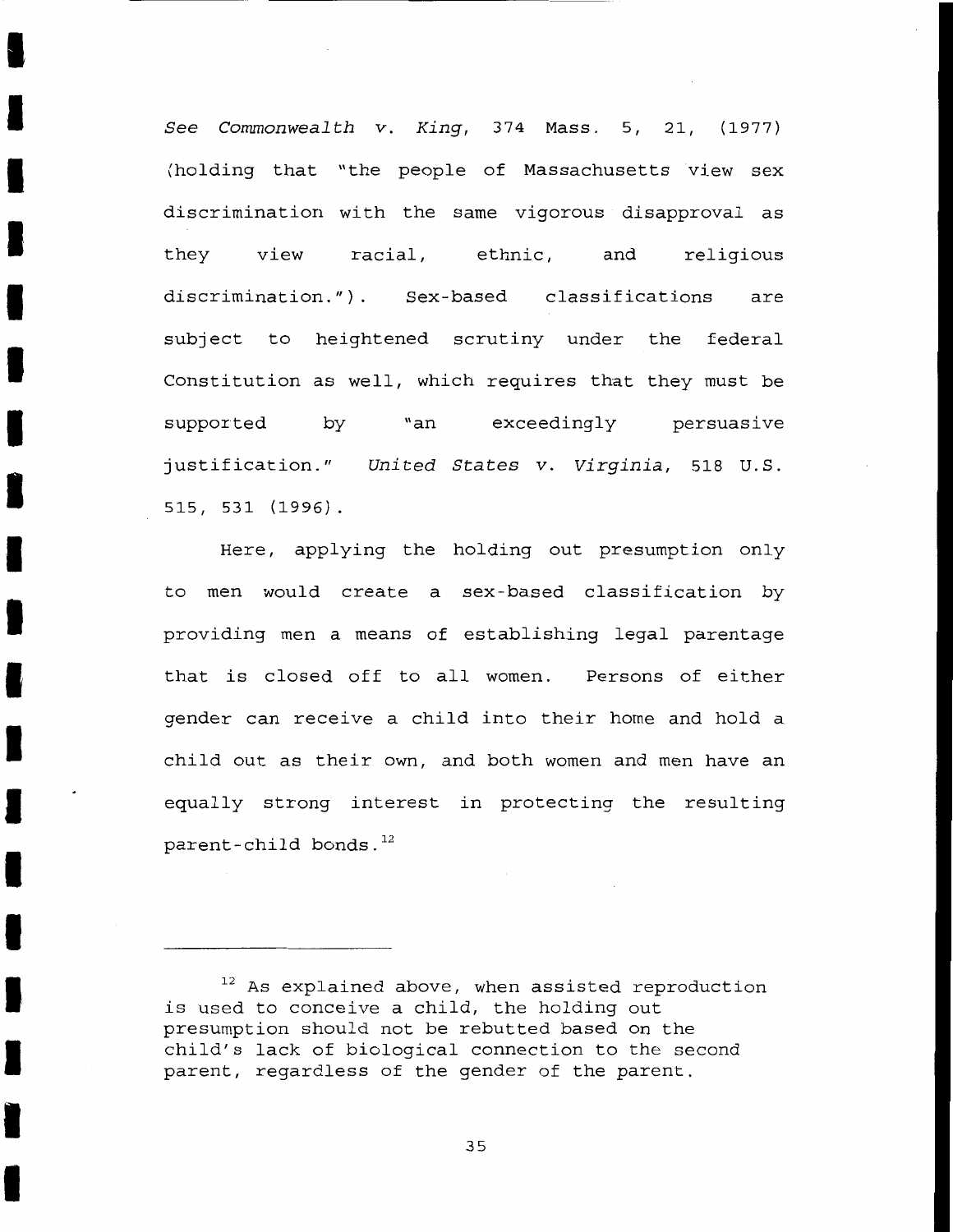*See Commonwealth v. King*, 374 Mass. 5, 21, (1977) (holding that "the people of Massachusetts view sex discrimination with the same vigorous disapproval as they view racial, ethnic, and religious discrimination."). Sex-based classifications are subject to heightened scrutiny under the federal Constitution as well, which requires that they must be supported by "an exceedingly persuasive justification." *United States v. Virginia*, 518 U.S. 515, 531 (1996).

Here, applying the holding out presumption only to men would create a sex-based classification by providing men a means of establishing legal parentage that is closed off to all women. Persons of either gender can receive a child into their home and hold a child out as their own, and both women and men have an equally strong interest in protecting the resulting parent-child bonds.[12]

---

[12] As explained above, when assisted reproduction is used to conceive a child, the holding out presumption should not be rebutted based on the child's lack of biological connection to the second parent, regardless of the gender of the parent.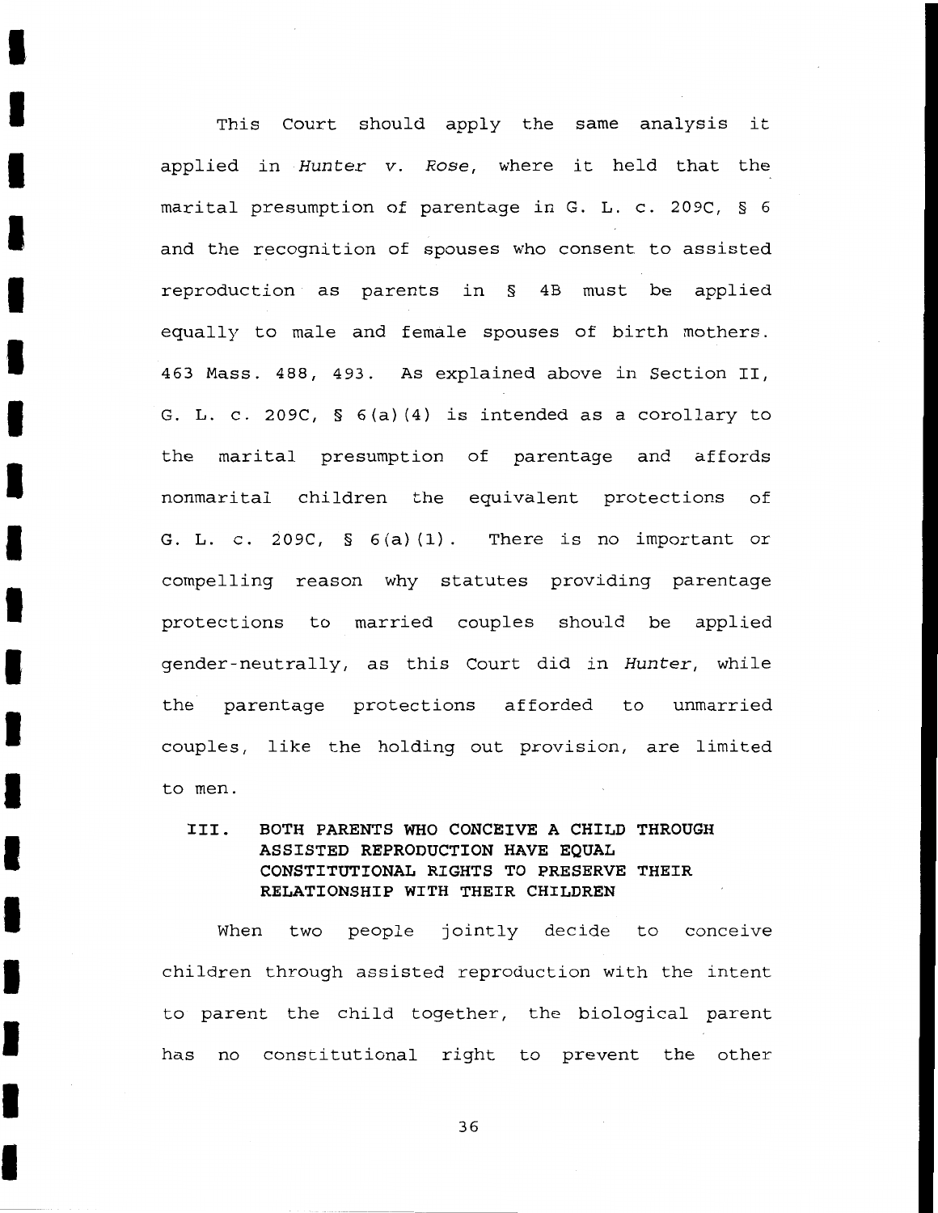This Court should apply the same analysis it applied in *Hunter v. Rose*, where it held that the marital presumption of parentage in G. L. c. 209C, § 6 and the recognition of spouses who consent to assisted reproduction as parents in § 4B must be applied equally to male and female spouses of birth mothers. 463 Mass. 488, 493. As explained above in Section II, G. L. c. 209C, § 6(a)(4) is intended as a corollary to the marital presumption of parentage and affords nonmarital children the equivalent protections of G. L. c. 209C, § 6(a)(1). There is no important or compelling reason why statutes providing parentage protections to married couples should be applied gender-neutrally, as this Court did in *Hunter*, while the parentage protections afforded to unmarried couples, like the holding out provision, are limited to men.

## III. BOTH PARENTS WHO CONCEIVE A CHILD THROUGH ASSISTED REPRODUCTION HAVE EQUAL CONSTITUTIONAL RIGHTS TO PRESERVE THEIR RELATIONSHIP WITH THEIR CHILDREN

When two people jointly decide to conceive children through assisted reproduction with the intent to parent the child together, the biological parent has no constitutional right to prevent the other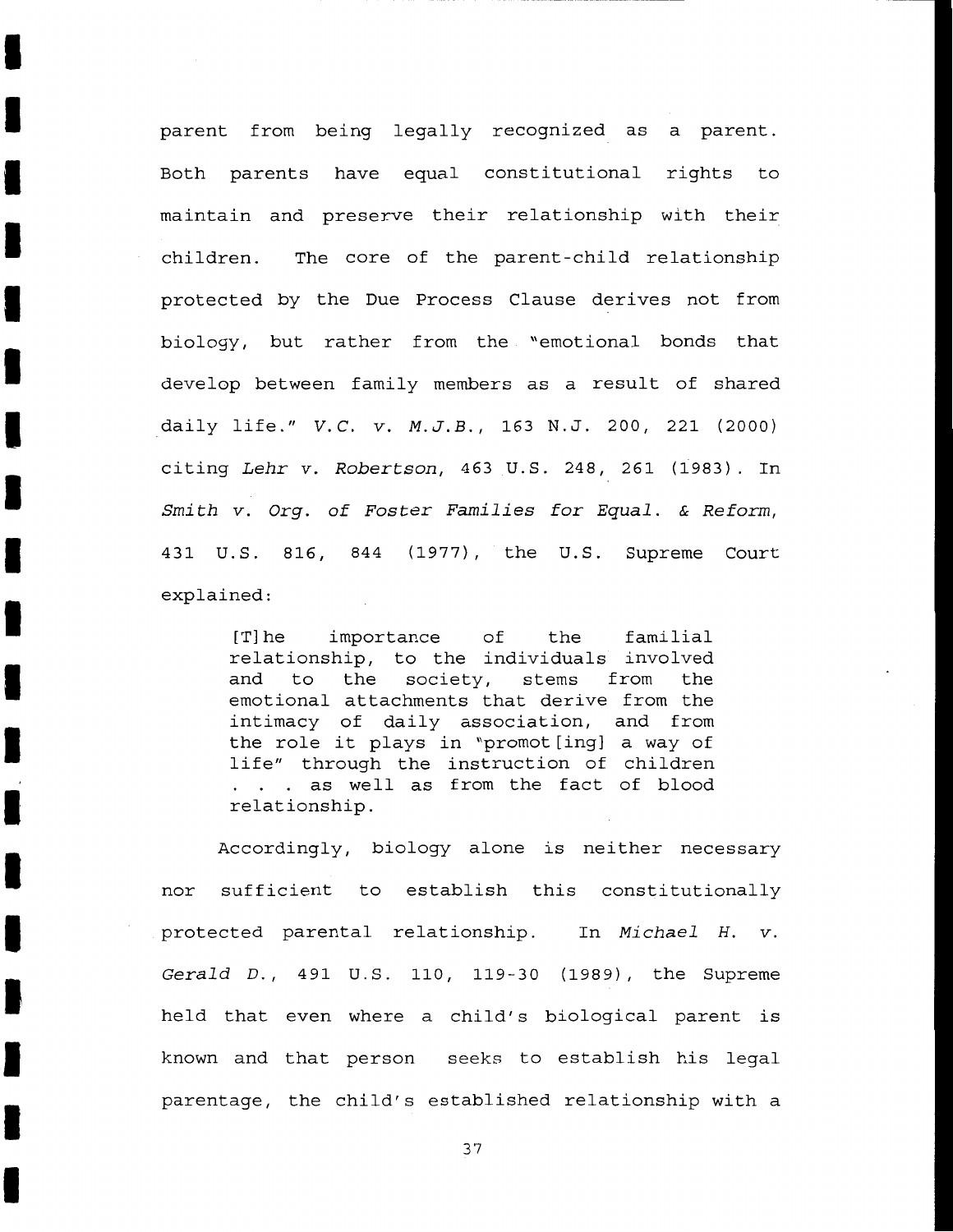parent from being legally recognized as a parent. Both parents have equal constitutional rights to maintain and preserve their relationship with their children. The core of the parent-child relationship protected by the Due Process Clause derives not from biology, but rather from the "emotional bonds that develop between family members as a result of shared daily life." *V.C. v. M.J.B.*, 163 N.J. 200, 221 (2000) citing *Lehr v. Robertson*, 463 U.S. 248, 261 (1983). In *Smith v. Org. of Foster Families for Equal. & Reform*, 431 U.S. 816, 844 (1977), the U.S. Supreme Court explained:

> [T]he importance of the familial relationship, to the individuals involved and to the society, stems from the emotional attachments that derive from the intimacy of daily association, and from the role it plays in "promot[ing] a way of life" through the instruction of children . . . as well as from the fact of blood relationship.

Accordingly, biology alone is neither necessary nor sufficient to establish this constitutionally protected parental relationship. In *Michael H. v. Gerald D.*, 491 U.S. 110, 119-30 (1989), the Supreme held that even where a child's biological parent is known and that person seeks to establish his legal parentage, the child's established relationship with a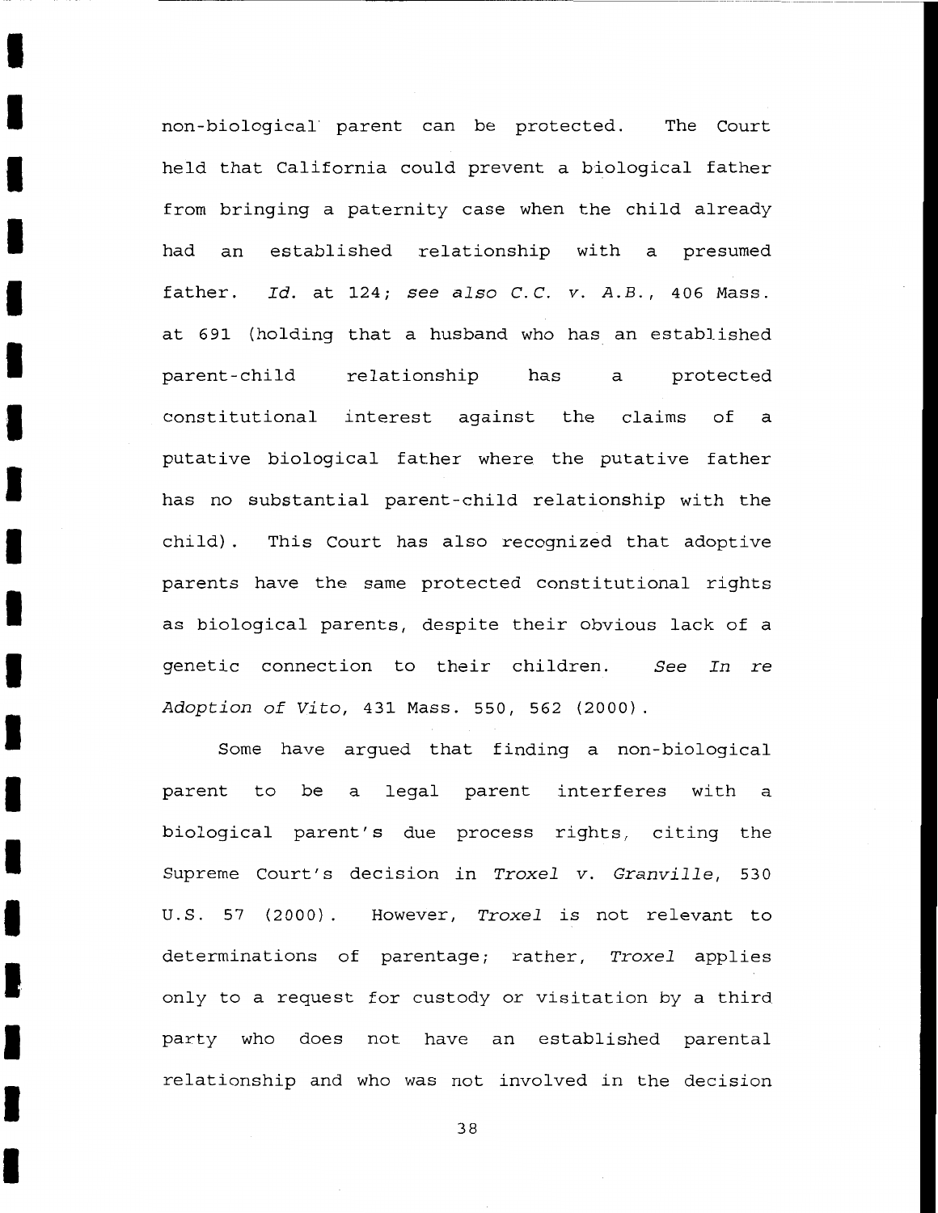non-biological parent can be protected. The Court held that California could prevent a biological father from bringing a paternity case when the child already had an established relationship with a presumed father. *Id.* at 124; *see also C.C. v. A.B.*, 406 Mass. at 691 (holding that a husband who has an established parent-child relationship has a protected constitutional interest against the claims of a putative biological father where the putative father has no substantial parent-child relationship with the child). This Court has also recognized that adoptive parents have the same protected constitutional rights as biological parents, despite their obvious lack of a genetic connection to their children. *See In re Adoption of Vito*, 431 Mass. 550, 562 (2000).

Some have argued that finding a non-biological parent to be a legal parent interferes with a biological parent's due process rights, citing the Supreme Court's decision in *Troxel v. Granville*, 530 U.S. 57 (2000). However, *Troxel* is not relevant to determinations of parentage; rather, *Troxel* applies only to a request for custody or visitation by a third party who does not have an established parental relationship and who was not involved in the decision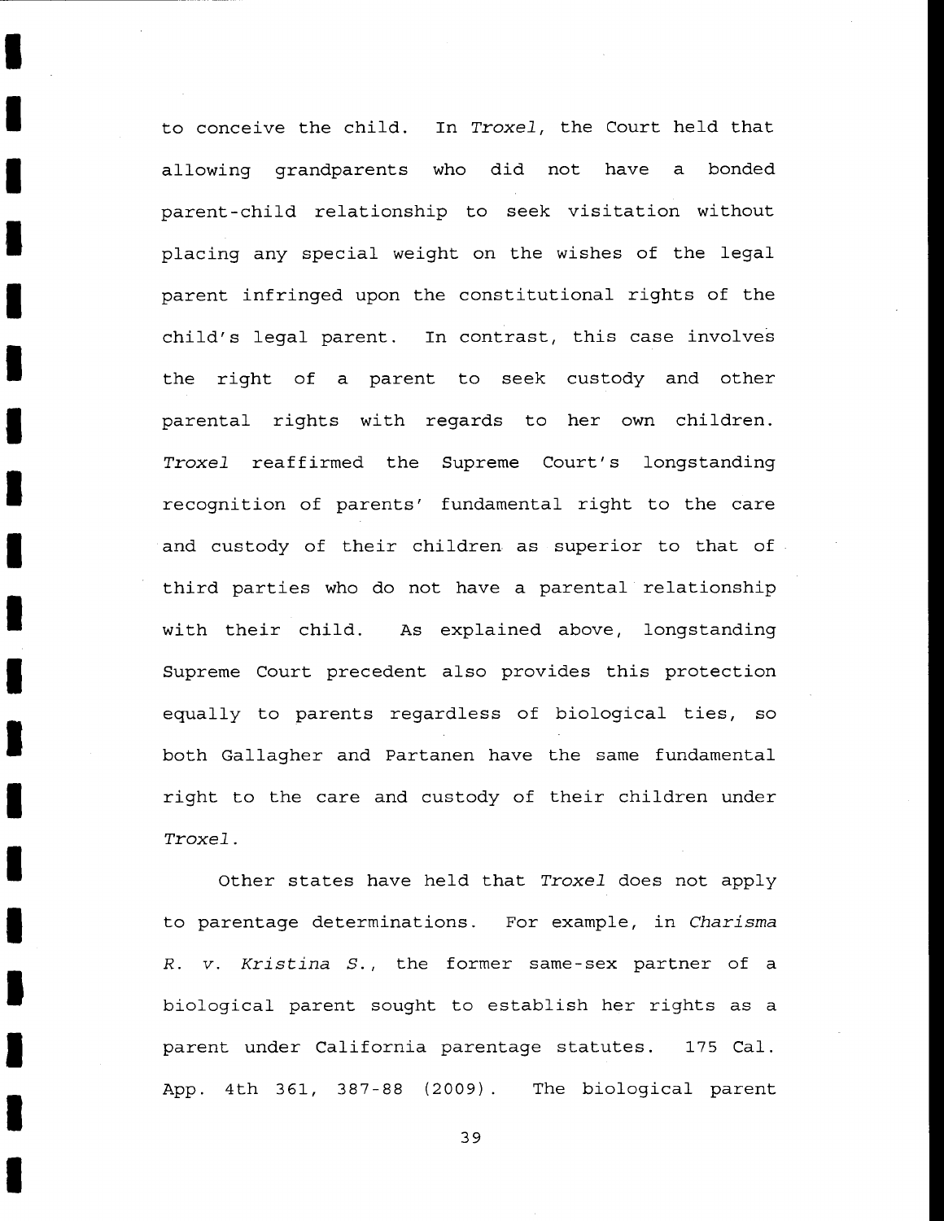to conceive the child. In *Troxel*, the Court held that allowing grandparents who did not have a bonded parent-child relationship to seek visitation without placing any special weight on the wishes of the legal parent infringed upon the constitutional rights of the child's legal parent. In contrast, this case involves the right of a parent to seek custody and other parental rights with regards to her own children. *Troxel* reaffirmed the Supreme Court's longstanding recognition of parents' fundamental right to the care and custody of their children as superior to that of third parties who do not have a parental relationship with their child. As explained above, longstanding Supreme Court precedent also provides this protection equally to parents regardless of biological ties, so both Gallagher and Partanen have the same fundamental right to the care and custody of their children under *Troxel*.

Other states have held that *Troxel* does not apply to parentage determinations. For example, in *Charisma R. v. Kristina S.*, the former same-sex partner of a biological parent sought to establish her rights as a parent under California parentage statutes. 175 Cal. App. 4th 361, 387-88 (2009). The biological parent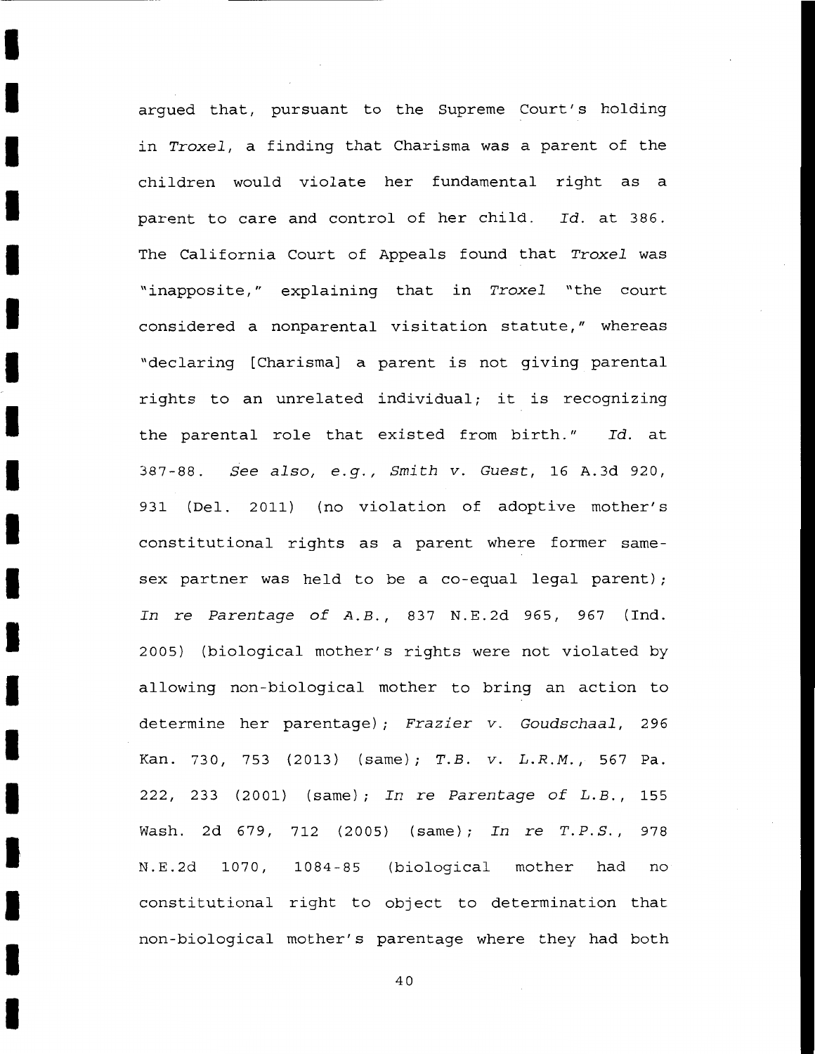argued that, pursuant to the Supreme Court's holding in *Troxel*, a finding that Charisma was a parent of the children would violate her fundamental right as a parent to care and control of her child. *Id.* at 386. The California Court of Appeals found that *Troxel* was "inapposite," explaining that in *Troxel* "the court considered a nonparental visitation statute," whereas "declaring [Charisma] a parent is not giving parental rights to an unrelated individual; it is recognizing the parental role that existed from birth." *Id.* at 387-88. *See also, e.g., Smith v. Guest*, 16 A.3d 920, 931 (Del. 2011) (no violation of adoptive mother's constitutional rights as a parent where former same-sex partner was held to be a co-equal legal parent); *In re Parentage of A.B.*, 837 N.E.2d 965, 967 (Ind. 2005) (biological mother's rights were not violated by allowing non-biological mother to bring an action to determine her parentage); *Frazier v. Goudschaal*, 296 Kan. 730, 753 (2013) (same); *T.B. v. L.R.M.*, 567 Pa. 222, 233 (2001) (same); *In re Parentage of L.B.*, 155 Wash. 2d 679, 712 (2005) (same); *In re T.P.S.*, 978 N.E.2d 1070, 1084-85 (biological mother had no constitutional right to object to determination that non-biological mother's parentage where they had both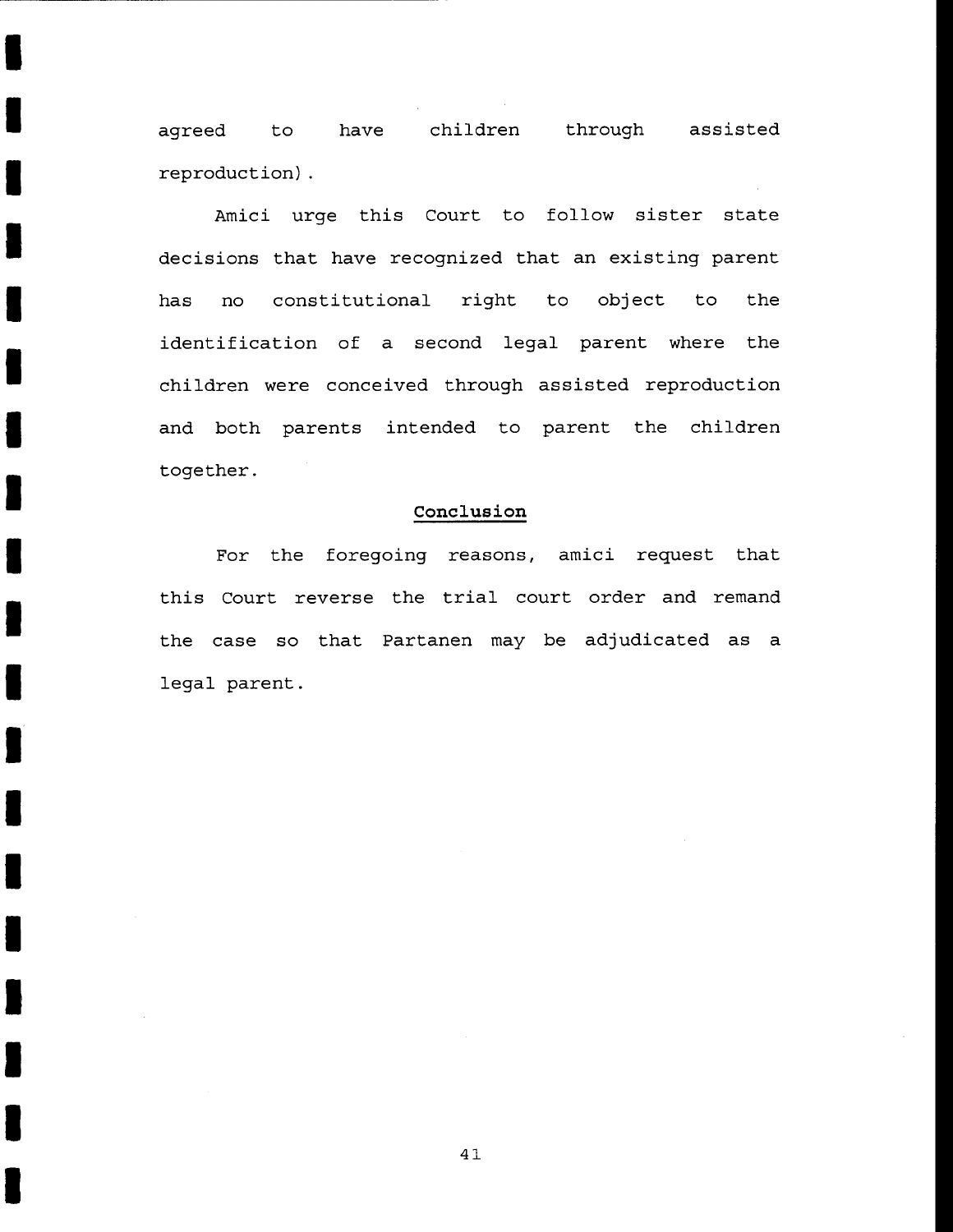agreed to have children through assisted reproduction).

Amici urge this Court to follow sister state decisions that have recognized that an existing parent has no constitutional right to object to the identification of a second legal parent where the children were conceived through assisted reproduction and both parents intended to parent the children together.

## Conclusion

For the foregoing reasons, amici request that this Court reverse the trial court order and remand the case so that Partanen may be adjudicated as a legal parent.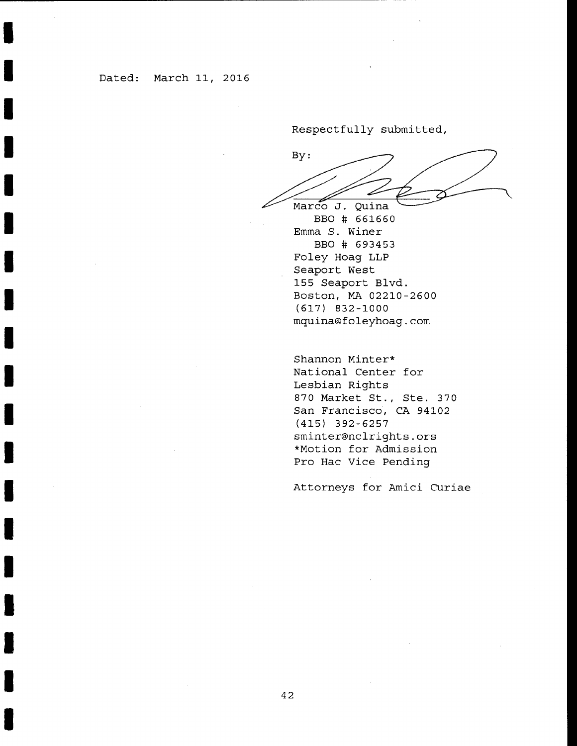Dated: March 11, 2016

Respectfully submitted,

By:

Marco J. Quina  
BBO # 661660  
Emma S. Winer  
BBO # 693453  
Foley Hoag LLP  
Seaport West  
155 Seaport Blvd.  
Boston, MA 02210-2600  
(617) 832-1000  
mquina@foleyhoag.com

Shannon Minter*  
National Center for  
Lesbian Rights  
870 Market St., Ste. 370  
San Francisco, CA 94102  
(415) 392-6257  
sminter@nclrights.ors  
*Motion for Admission  
Pro Hac Vice Pending

Attorneys for Amici Curiae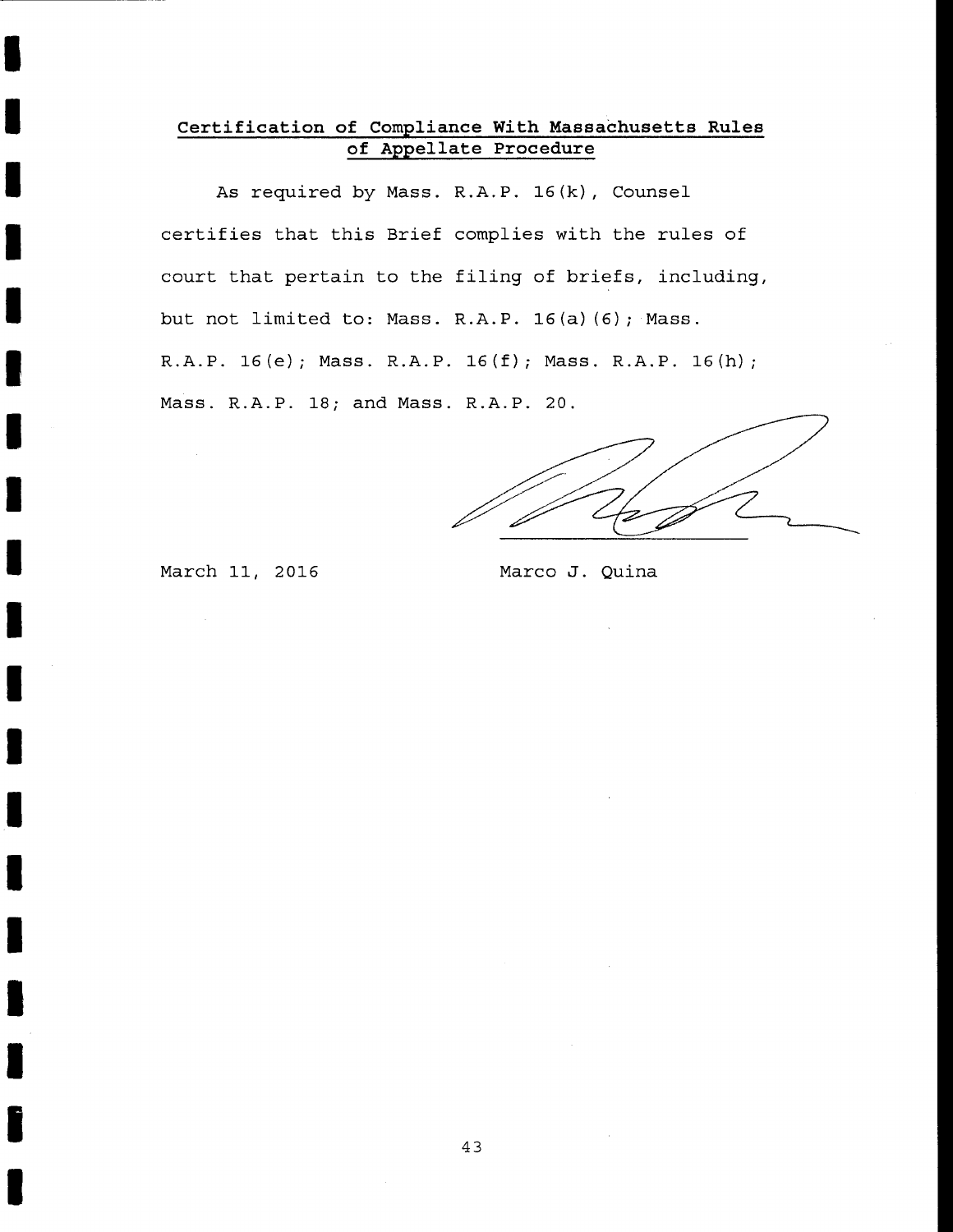## Certification of Compliance With Massachusetts Rules of Appellate Procedure

As required by Mass. R.A.P. 16(k), Counsel certifies that this Brief complies with the rules of court that pertain to the filing of briefs, including, but not limited to: Mass. R.A.P. 16(a)(6); Mass. R.A.P. 16(e); Mass. R.A.P. 16(f); Mass. R.A.P. 16(h); Mass. R.A.P. 18; and Mass. R.A.P. 20.

March 11, 2016

Marco J. Quina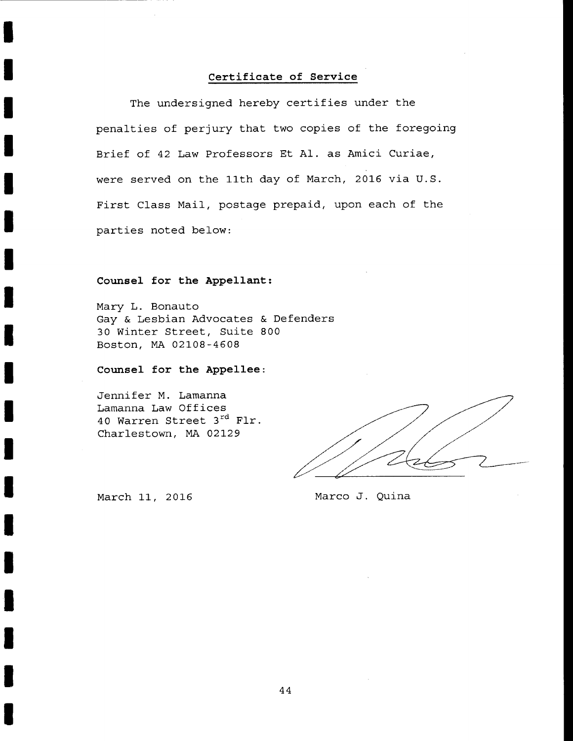## Certificate of Service

The undersigned hereby certifies under the penalties of perjury that two copies of the foregoing Brief of 42 Law Professors Et Al. as Amici Curiae, were served on the 11th day of March, 2016 via U.S. First Class Mail, postage prepaid, upon each of the parties noted below:

**Counsel for the Appellant:**

Mary L. Bonauto
Gay & Lesbian Advocates & Defenders
30 Winter Street, Suite 800
Boston, MA 02108-4608

**Counsel for the Appellee:**

Jennifer M. Lamanna
Lamanna Law Offices
40 Warren Street 3rd Flr.
Charlestown, MA 02129

March 11, 2016

Marco J. Quina